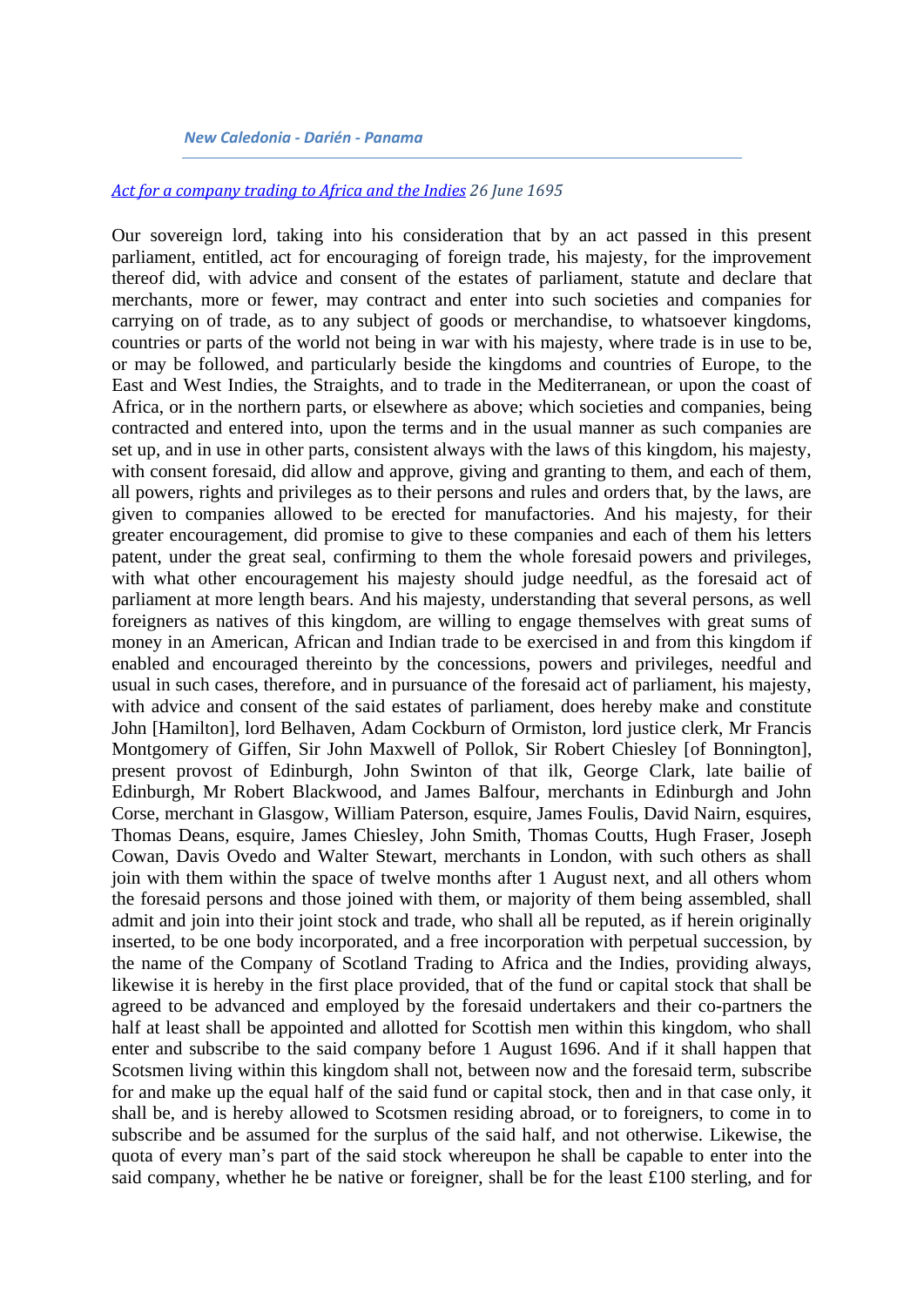*New Caledonia - Darién - Panama*

*Act for a company trading to Africa and the Indies 26 June 1695*

Our sovereign lord, taking into his consideration that by an act passed in this present parliament, entitled, act for encouraging of foreign trade, his majesty, for the improvement thereof did, with advice and consent of the estates of parliament, statute and declare that merchants, more or fewer, may contract and enter into such societies and companies for carrying on of trade, as to any subject of goods or merchandise, to whatsoever kingdoms, countries or parts of the world not being in war with his majesty, where trade is in use to be, or may be followed, and particularly beside the kingdoms and countries of Europe, to the East and West Indies, the Straights, and to trade in the Mediterranean, or upon the coast of Africa, or in the northern parts, or elsewhere as above; which societies and companies, being contracted and entered into, upon the terms and in the usual manner as such companies are set up, and in use in other parts, consistent always with the laws of this kingdom, his majesty, with consent foresaid, did allow and approve, giving and granting to them, and each of them, all powers, rights and privileges as to their persons and rules and orders that, by the laws, are given to companies allowed to be erected for manufactories. And his majesty, for their greater encouragement, did promise to give to these companies and each of them his letters patent, under the great seal, confirming to them the whole foresaid powers and privileges, with what other encouragement his majesty should judge needful, as the foresaid act of parliament at more length bears. And his majesty, understanding that several persons, as well foreigners as natives of this kingdom, are willing to engage themselves with great sums of money in an American, African and Indian trade to be exercised in and from this kingdom if enabled and encouraged thereinto by the concessions, powers and privileges, needful and usual in such cases, therefore, and in pursuance of the foresaid act of parliament, his majesty, with advice and consent of the said estates of parliament, does hereby make and constitute John [Hamilton], lord Belhaven, Adam Cockburn of Ormiston, lord justice clerk, Mr Francis Montgomery of Giffen, Sir John Maxwell of Pollok, Sir Robert Chiesley [of Bonnington], present provost of Edinburgh, John Swinton of that ilk, George Clark, late bailie of Edinburgh, Mr Robert Blackwood, and James Balfour, merchants in Edinburgh and John Corse, merchant in Glasgow, William Paterson, esquire, James Foulis, David Nairn, esquires, Thomas Deans, esquire, James Chiesley, John Smith, Thomas Coutts, Hugh Fraser, Joseph Cowan, Davis Ovedo and Walter Stewart, merchants in London, with such others as shall join with them within the space of twelve months after 1 August next, and all others whom the foresaid persons and those joined with them, or majority of them being assembled, shall admit and join into their joint stock and trade, who shall all be reputed, as if herein originally inserted, to be one body incorporated, and a free incorporation with perpetual succession, by the name of the Company of Scotland Trading to Africa and the Indies, providing always, likewise it is hereby in the first place provided, that of the fund or capital stock that shall be agreed to be advanced and employed by the foresaid undertakers and their co-partners the half at least shall be appointed and allotted for Scottish men within this kingdom, who shall enter and subscribe to the said company before 1 August 1696. And if it shall happen that Scotsmen living within this kingdom shall not, between now and the foresaid term, subscribe for and make up the equal half of the said fund or capital stock, then and in that case only, it shall be, and is hereby allowed to Scotsmen residing abroad, or to foreigners, to come in to subscribe and be assumed for the surplus of the said half, and not otherwise. Likewise, the quota of every man's part of the said stock whereupon he shall be capable to enter into the said company, whether he be native or foreigner, shall be for the least £100 sterling, and for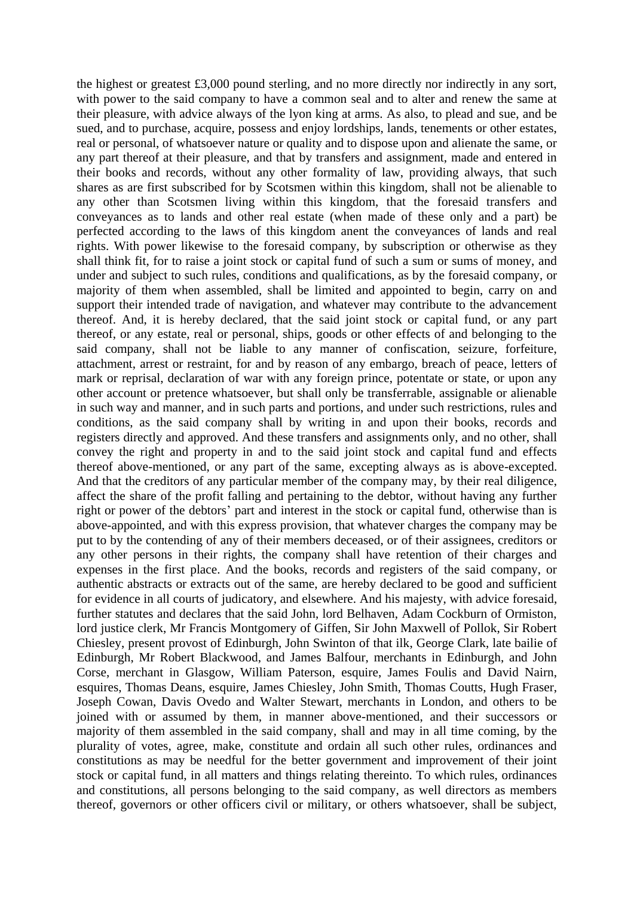the highest or greatest £3,000 pound sterling, and no more directly nor indirectly in any sort, with power to the said company to have a common seal and to alter and renew the same at their pleasure, with advice always of the lyon king at arms. As also, to plead and sue, and be sued, and to purchase, acquire, possess and enjoy lordships, lands, tenements or other estates, real or personal, of whatsoever nature or quality and to dispose upon and alienate the same, or any part thereof at their pleasure, and that by transfers and assignment, made and entered in their books and records, without any other formality of law, providing always, that such shares as are first subscribed for by Scotsmen within this kingdom, shall not be alienable to any other than Scotsmen living within this kingdom, that the foresaid transfers and conveyances as to lands and other real estate (when made of these only and a part) be perfected according to the laws of this kingdom anent the conveyances of lands and real rights. With power likewise to the foresaid company, by subscription or otherwise as they shall think fit, for to raise a joint stock or capital fund of such a sum or sums of money, and under and subject to such rules, conditions and qualifications, as by the foresaid company, or majority of them when assembled, shall be limited and appointed to begin, carry on and support their intended trade of navigation, and whatever may contribute to the advancement thereof. And, it is hereby declared, that the said joint stock or capital fund, or any part thereof, or any estate, real or personal, ships, goods or other effects of and belonging to the said company, shall not be liable to any manner of confiscation, seizure, forfeiture, attachment, arrest or restraint, for and by reason of any embargo, breach of peace, letters of mark or reprisal, declaration of war with any foreign prince, potentate or state, or upon any other account or pretence whatsoever, but shall only be transferrable, assignable or alienable in such way and manner, and in such parts and portions, and under such restrictions, rules and conditions, as the said company shall by writing in and upon their books, records and registers directly and approved. And these transfers and assignments only, and no other, shall convey the right and property in and to the said joint stock and capital fund and effects thereof above-mentioned, or any part of the same, excepting always as is above-excepted. And that the creditors of any particular member of the company may, by their real diligence, affect the share of the profit falling and pertaining to the debtor, without having any further right or power of the debtors' part and interest in the stock or capital fund, otherwise than is above-appointed, and with this express provision, that whatever charges the company may be put to by the contending of any of their members deceased, or of their assignees, creditors or any other persons in their rights, the company shall have retention of their charges and expenses in the first place. And the books, records and registers of the said company, or authentic abstracts or extracts out of the same, are hereby declared to be good and sufficient for evidence in all courts of judicatory, and elsewhere. And his majesty, with advice foresaid, further statutes and declares that the said John, lord Belhaven, Adam Cockburn of Ormiston, lord justice clerk, Mr Francis Montgomery of Giffen, Sir John Maxwell of Pollok, Sir Robert Chiesley, present provost of Edinburgh, John Swinton of that ilk, George Clark, late bailie of Edinburgh, Mr Robert Blackwood, and James Balfour, merchants in Edinburgh, and John Corse, merchant in Glasgow, William Paterson, esquire, James Foulis and David Nairn, esquires, Thomas Deans, esquire, James Chiesley, John Smith, Thomas Coutts, Hugh Fraser, Joseph Cowan, Davis Ovedo and Walter Stewart, merchants in London, and others to be joined with or assumed by them, in manner above-mentioned, and their successors or majority of them assembled in the said company, shall and may in all time coming, by the plurality of votes, agree, make, constitute and ordain all such other rules, ordinances and constitutions as may be needful for the better government and improvement of their joint stock or capital fund, in all matters and things relating thereinto. To which rules, ordinances and constitutions, all persons belonging to the said company, as well directors as members thereof, governors or other officers civil or military, or others whatsoever, shall be subject,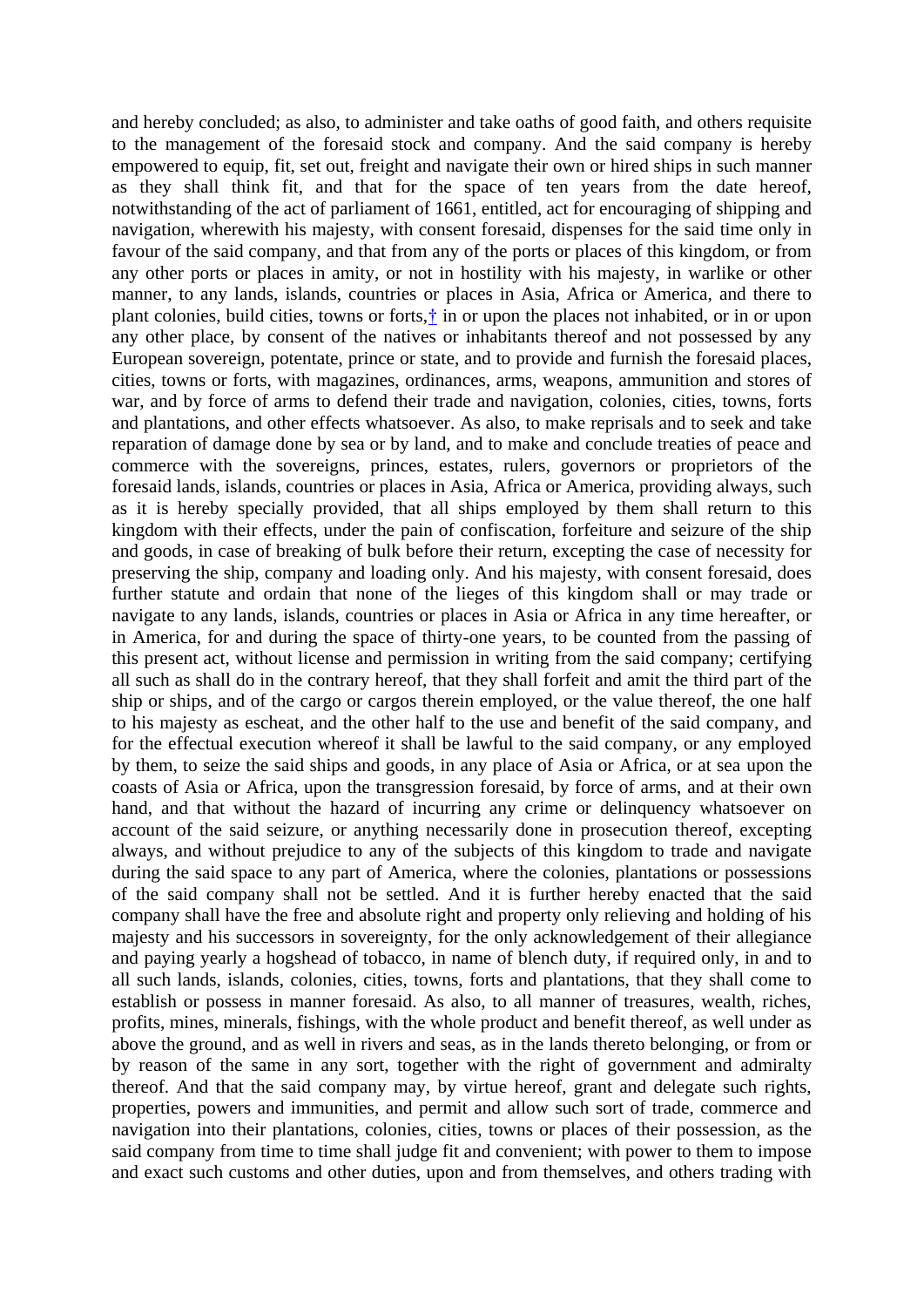and hereby concluded; as also, to administer and take oaths of good faith, and others requisite to the management of the foresaid stock and company. And the said company is hereby empowered to equip, fit, set out, freight and navigate their own or hired ships in such manner as they shall think fit, and that for the space of ten years from the date hereof, notwithstanding of the act of parliament of 1661, entitled, act for encouraging of shipping and navigation, wherewith his majesty, with consent foresaid, dispenses for the said time only in favour of the said company, and that from any of the ports or places of this kingdom, or from any other ports or places in amity, or not in hostility with his majesty, in warlike or other manner, to any lands, islands, countries or places in Asia, Africa or America, and there to plant colonies, build cities, towns or forts,† in or upon the places not inhabited, or in or upon any other place, by consent of the natives or inhabitants thereof and not possessed by any European sovereign, potentate, prince or state, and to provide and furnish the foresaid places, cities, towns or forts, with magazines, ordinances, arms, weapons, ammunition and stores of war, and by force of arms to defend their trade and navigation, colonies, cities, towns, forts and plantations, and other effects whatsoever. As also, to make reprisals and to seek and take reparation of damage done by sea or by land, and to make and conclude treaties of peace and commerce with the sovereigns, princes, estates, rulers, governors or proprietors of the foresaid lands, islands, countries or places in Asia, Africa or America, providing always, such as it is hereby specially provided, that all ships employed by them shall return to this kingdom with their effects, under the pain of confiscation, forfeiture and seizure of the ship and goods, in case of breaking of bulk before their return, excepting the case of necessity for preserving the ship, company and loading only. And his majesty, with consent foresaid, does further statute and ordain that none of the lieges of this kingdom shall or may trade or navigate to any lands, islands, countries or places in Asia or Africa in any time hereafter, or in America, for and during the space of thirty-one years, to be counted from the passing of this present act, without license and permission in writing from the said company; certifying all such as shall do in the contrary hereof, that they shall forfeit and amit the third part of the ship or ships, and of the cargo or cargos therein employed, or the value thereof, the one half to his majesty as escheat, and the other half to the use and benefit of the said company, and for the effectual execution whereof it shall be lawful to the said company, or any employed by them, to seize the said ships and goods, in any place of Asia or Africa, or at sea upon the coasts of Asia or Africa, upon the transgression foresaid, by force of arms, and at their own hand, and that without the hazard of incurring any crime or delinquency whatsoever on account of the said seizure, or anything necessarily done in prosecution thereof, excepting always, and without prejudice to any of the subjects of this kingdom to trade and navigate during the said space to any part of America, where the colonies, plantations or possessions of the said company shall not be settled. And it is further hereby enacted that the said company shall have the free and absolute right and property only relieving and holding of his majesty and his successors in sovereignty, for the only acknowledgement of their allegiance and paying yearly a hogshead of tobacco, in name of blench duty, if required only, in and to all such lands, islands, colonies, cities, towns, forts and plantations, that they shall come to establish or possess in manner foresaid. As also, to all manner of treasures, wealth, riches, profits, mines, minerals, fishings, with the whole product and benefit thereof, as well under as above the ground, and as well in rivers and seas, as in the lands thereto belonging, or from or by reason of the same in any sort, together with the right of government and admiralty thereof. And that the said company may, by virtue hereof, grant and delegate such rights, properties, powers and immunities, and permit and allow such sort of trade, commerce and navigation into their plantations, colonies, cities, towns or places of their possession, as the said company from time to time shall judge fit and convenient; with power to them to impose and exact such customs and other duties, upon and from themselves, and others trading with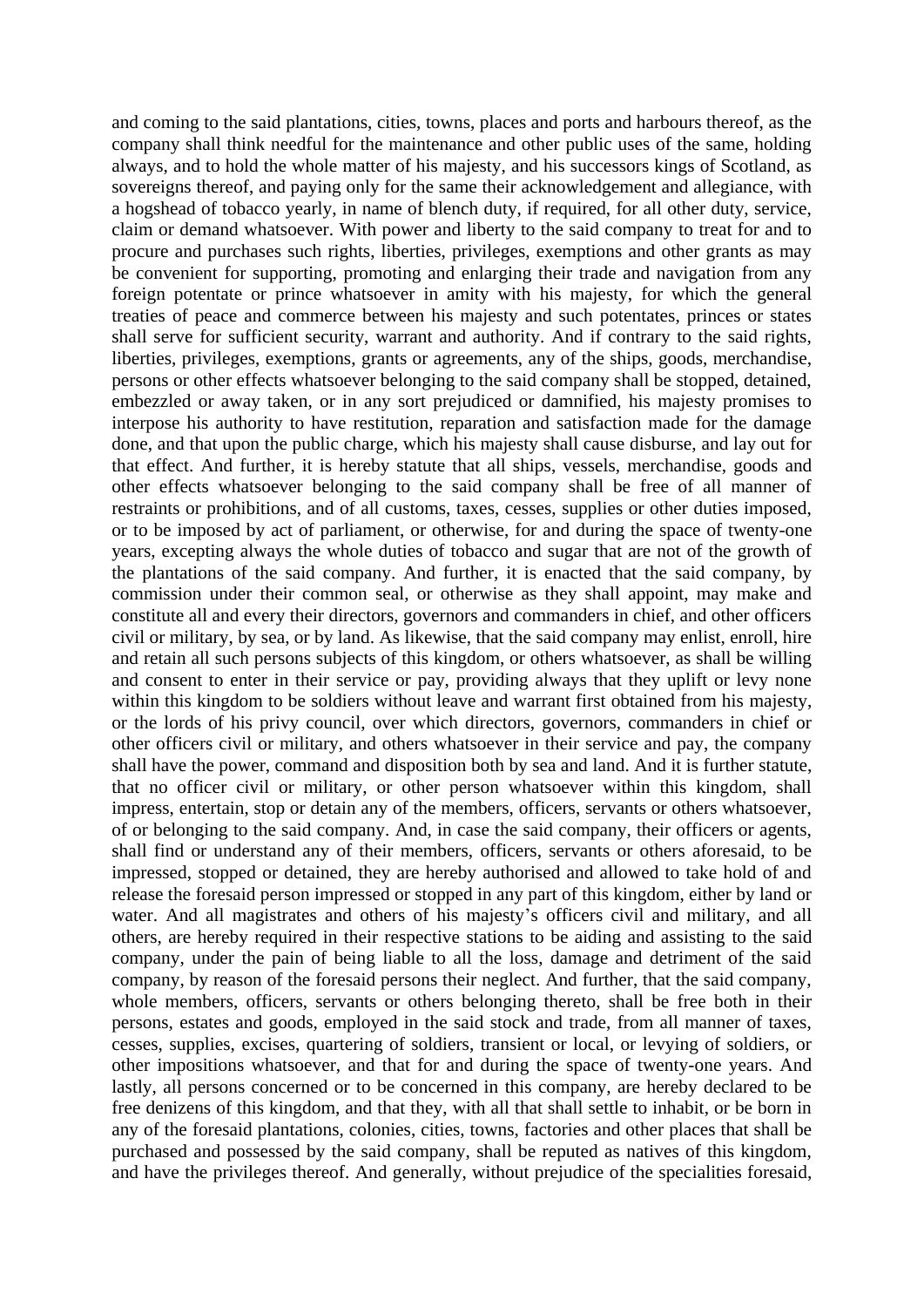and coming to the said plantations, cities, towns, places and ports and harbours thereof, as the company shall think needful for the maintenance and other public uses of the same, holding always, and to hold the whole matter of his majesty, and his successors kings of Scotland, as sovereigns thereof, and paying only for the same their acknowledgement and allegiance, with a hogshead of tobacco yearly, in name of blench duty, if required, for all other duty, service, claim or demand whatsoever. With power and liberty to the said company to treat for and to procure and purchases such rights, liberties, privileges, exemptions and other grants as may be convenient for supporting, promoting and enlarging their trade and navigation from any foreign potentate or prince whatsoever in amity with his majesty, for which the general treaties of peace and commerce between his majesty and such potentates, princes or states shall serve for sufficient security, warrant and authority. And if contrary to the said rights, liberties, privileges, exemptions, grants or agreements, any of the ships, goods, merchandise, persons or other effects whatsoever belonging to the said company shall be stopped, detained, embezzled or away taken, or in any sort prejudiced or damnified, his majesty promises to interpose his authority to have restitution, reparation and satisfaction made for the damage done, and that upon the public charge, which his majesty shall cause disburse, and lay out for that effect. And further, it is hereby statute that all ships, vessels, merchandise, goods and other effects whatsoever belonging to the said company shall be free of all manner of restraints or prohibitions, and of all customs, taxes, cesses, supplies or other duties imposed, or to be imposed by act of parliament, or otherwise, for and during the space of twenty-one years, excepting always the whole duties of tobacco and sugar that are not of the growth of the plantations of the said company. And further, it is enacted that the said company, by commission under their common seal, or otherwise as they shall appoint, may make and constitute all and every their directors, governors and commanders in chief, and other officers civil or military, by sea, or by land. As likewise, that the said company may enlist, enroll, hire and retain all such persons subjects of this kingdom, or others whatsoever, as shall be willing and consent to enter in their service or pay, providing always that they uplift or levy none within this kingdom to be soldiers without leave and warrant first obtained from his majesty, or the lords of his privy council, over which directors, governors, commanders in chief or other officers civil or military, and others whatsoever in their service and pay, the company shall have the power, command and disposition both by sea and land. And it is further statute, that no officer civil or military, or other person whatsoever within this kingdom, shall impress, entertain, stop or detain any of the members, officers, servants or others whatsoever, of or belonging to the said company. And, in case the said company, their officers or agents, shall find or understand any of their members, officers, servants or others aforesaid, to be impressed, stopped or detained, they are hereby authorised and allowed to take hold of and release the foresaid person impressed or stopped in any part of this kingdom, either by land or water. And all magistrates and others of his majesty's officers civil and military, and all others, are hereby required in their respective stations to be aiding and assisting to the said company, under the pain of being liable to all the loss, damage and detriment of the said company, by reason of the foresaid persons their neglect. And further, that the said company, whole members, officers, servants or others belonging thereto, shall be free both in their persons, estates and goods, employed in the said stock and trade, from all manner of taxes, cesses, supplies, excises, quartering of soldiers, transient or local, or levying of soldiers, or other impositions whatsoever, and that for and during the space of twenty-one years. And lastly, all persons concerned or to be concerned in this company, are hereby declared to be free denizens of this kingdom, and that they, with all that shall settle to inhabit, or be born in any of the foresaid plantations, colonies, cities, towns, factories and other places that shall be purchased and possessed by the said company, shall be reputed as natives of this kingdom, and have the privileges thereof. And generally, without prejudice of the specialities foresaid,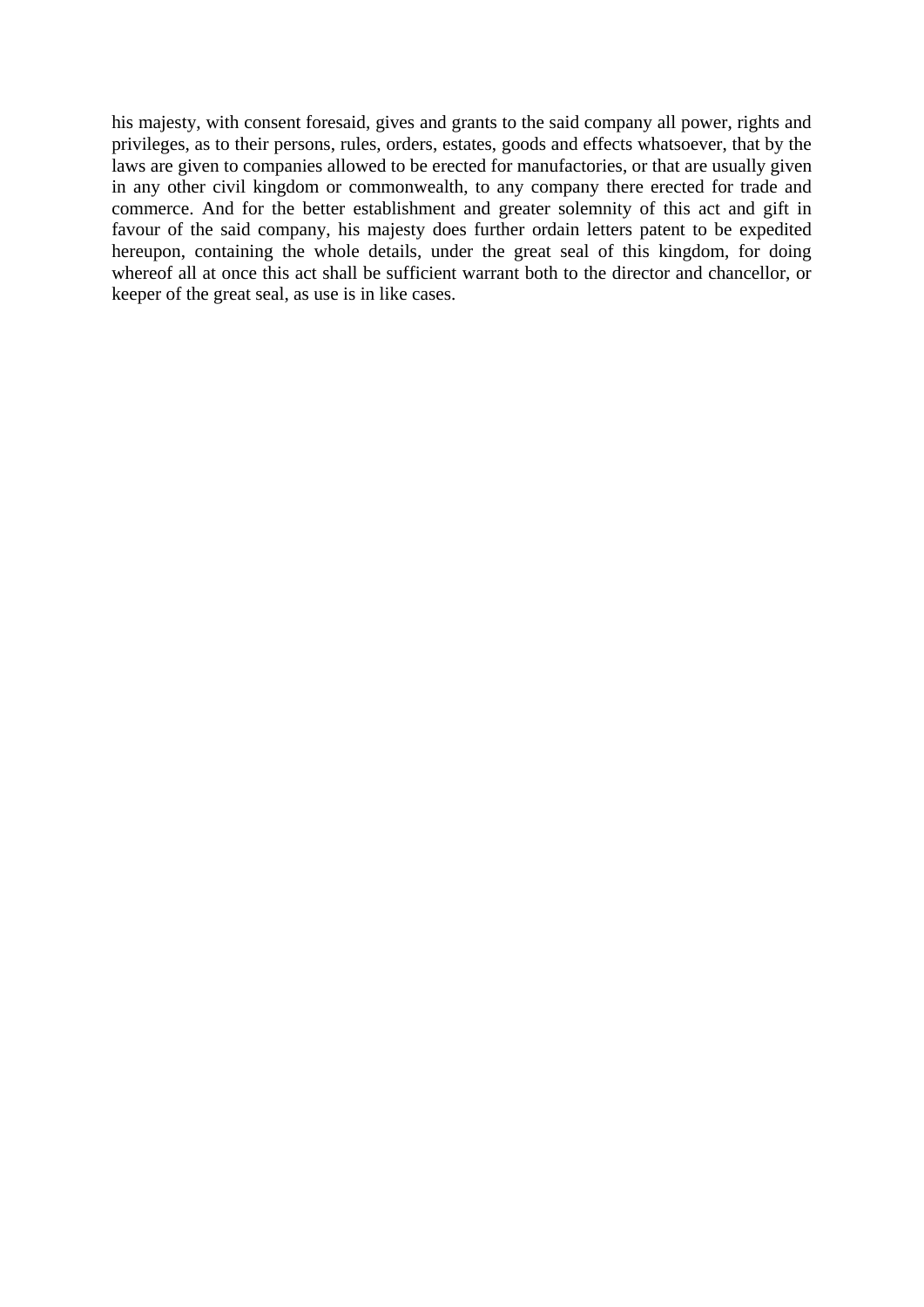his majesty, with consent foresaid, gives and grants to the said company all power, rights and privileges, as to their persons, rules, orders, estates, goods and effects whatsoever, that by the laws are given to companies allowed to be erected for manufactories, or that are usually given in any other civil kingdom or commonwealth, to any company there erected for trade and commerce. And for the better establishment and greater solemnity of this act and gift in favour of the said company, his majesty does further ordain letters patent to be expedited hereupon, containing the whole details, under the great seal of this kingdom, for doing whereof all at once this act shall be sufficient warrant both to the director and chancellor, or keeper of the great seal, as use is in like cases.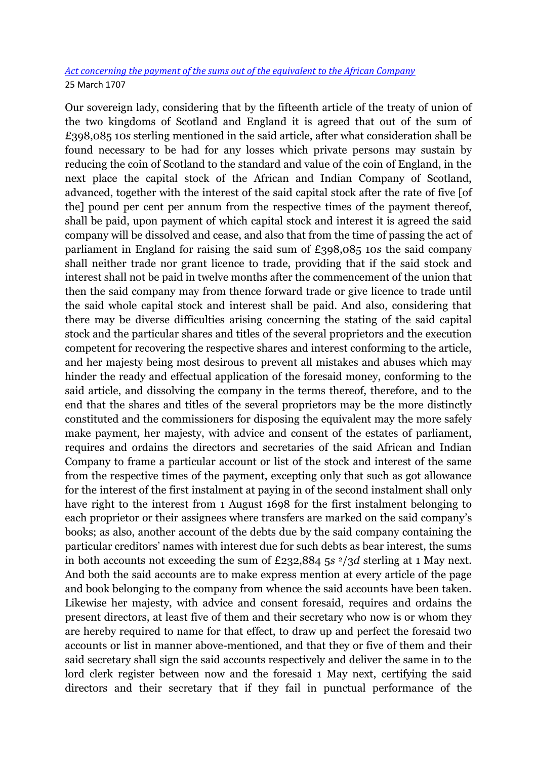[*Act concerning the payment of the sums out of the equivalent to the African Company*]()
25 March 1707

Our sovereign lady, considering that by the fifteenth article of the treaty of union of the two kingdoms of Scotland and England it is agreed that out of the sum of £398,085 10*s* sterling mentioned in the said article, after what consideration shall be found necessary to be had for any losses which private persons may sustain by reducing the coin of Scotland to the standard and value of the coin of England, in the next place the capital stock of the African and Indian Company of Scotland, advanced, together with the interest of the said capital stock after the rate of five [of the] pound per cent per annum from the respective times of the payment thereof, shall be paid, upon payment of which capital stock and interest it is agreed the said company will be dissolved and cease, and also that from the time of passing the act of parliament in England for raising the said sum of £398,085 10*s* the said company shall neither trade nor grant licence to trade, providing that if the said stock and interest shall not be paid in twelve months after the commencement of the union that then the said company may from thence forward trade or give licence to trade until the said whole capital stock and interest shall be paid. And also, considering that there may be diverse difficulties arising concerning the stating of the said capital stock and the particular shares and titles of the several proprietors and the execution competent for recovering the respective shares and interest conforming to the article, and her majesty being most desirous to prevent all mistakes and abuses which may hinder the ready and effectual application of the foresaid money, conforming to the said article, and dissolving the company in the terms thereof, therefore, and to the end that the shares and titles of the several proprietors may be the more distinctly constituted and the commissioners for disposing the equivalent may the more safely make payment, her majesty, with advice and consent of the estates of parliament, requires and ordains the directors and secretaries of the said African and Indian Company to frame a particular account or list of the stock and interest of the same from the respective times of the payment, excepting only that such as got allowance for the interest of the first instalment at paying in of the second instalment shall only have right to the interest from 1 August 1698 for the first instalment belonging to each proprietor or their assignees where transfers are marked on the said company's books; as also, another account of the debts due by the said company containing the particular creditors' names with interest due for such debts as bear interest, the sums in both accounts not exceeding the sum of £232,884 5*s* 2/3*d* sterling at 1 May next. And both the said accounts are to make express mention at every article of the page and book belonging to the company from whence the said accounts have been taken. Likewise her majesty, with advice and consent foresaid, requires and ordains the present directors, at least five of them and their secretary who now is or whom they are hereby required to name for that effect, to draw up and perfect the foresaid two accounts or list in manner above-mentioned, and that they or five of them and their said secretary shall sign the said accounts respectively and deliver the same in to the lord clerk register between now and the foresaid 1 May next, certifying the said directors and their secretary that if they fail in punctual performance of the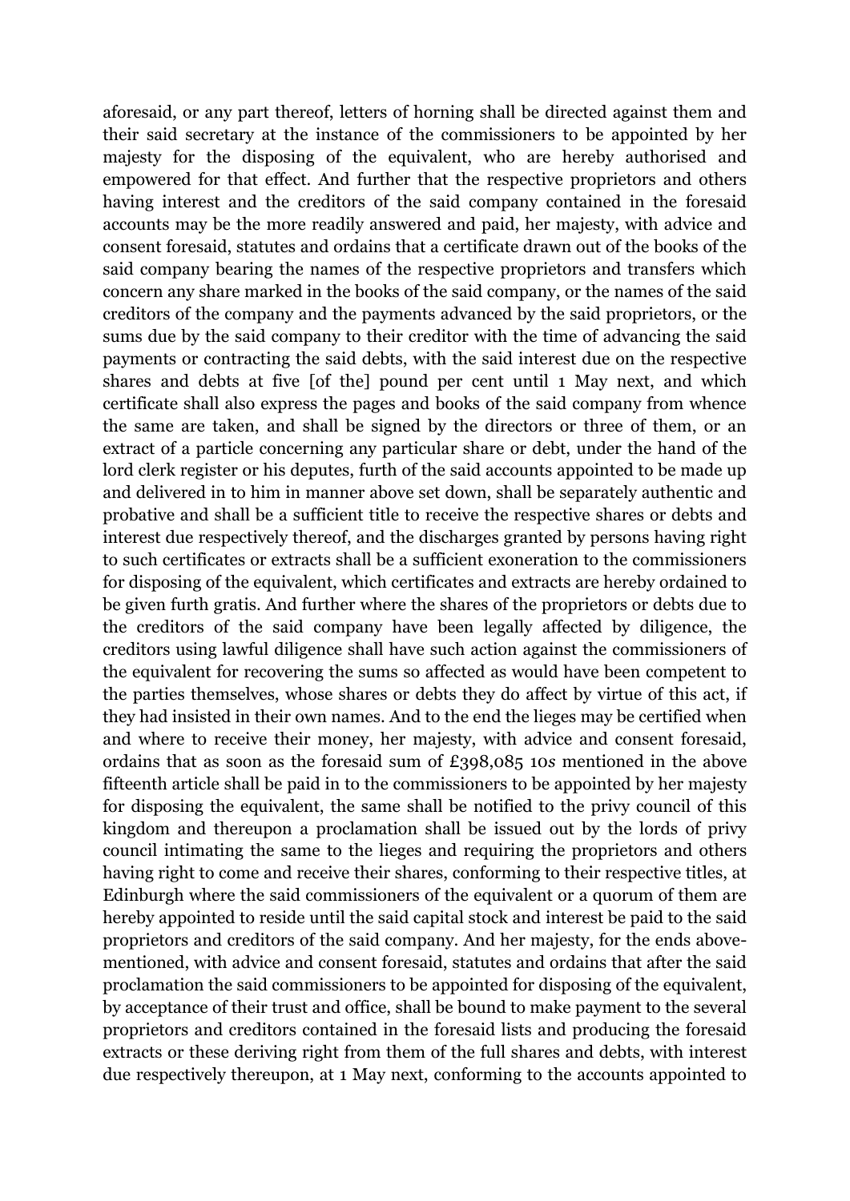aforesaid, or any part thereof, letters of horning shall be directed against them and their said secretary at the instance of the commissioners to be appointed by her majesty for the disposing of the equivalent, who are hereby authorised and empowered for that effect. And further that the respective proprietors and others having interest and the creditors of the said company contained in the foresaid accounts may be the more readily answered and paid, her majesty, with advice and consent foresaid, statutes and ordains that a certificate drawn out of the books of the said company bearing the names of the respective proprietors and transfers which concern any share marked in the books of the said company, or the names of the said creditors of the company and the payments advanced by the said proprietors, or the sums due by the said company to their creditor with the time of advancing the said payments or contracting the said debts, with the said interest due on the respective shares and debts at five [of the] pound per cent until 1 May next, and which certificate shall also express the pages and books of the said company from whence the same are taken, and shall be signed by the directors or three of them, or an extract of a particle concerning any particular share or debt, under the hand of the lord clerk register or his deputes, furth of the said accounts appointed to be made up and delivered in to him in manner above set down, shall be separately authentic and probative and shall be a sufficient title to receive the respective shares or debts and interest due respectively thereof, and the discharges granted by persons having right to such certificates or extracts shall be a sufficient exoneration to the commissioners for disposing of the equivalent, which certificates and extracts are hereby ordained to be given furth gratis. And further where the shares of the proprietors or debts due to the creditors of the said company have been legally affected by diligence, the creditors using lawful diligence shall have such action against the commissioners of the equivalent for recovering the sums so affected as would have been competent to the parties themselves, whose shares or debts they do affect by virtue of this act, if they had insisted in their own names. And to the end the lieges may be certified when and where to receive their money, her majesty, with advice and consent foresaid, ordains that as soon as the foresaid sum of £398,085 10*s* mentioned in the above fifteenth article shall be paid in to the commissioners to be appointed by her majesty for disposing the equivalent, the same shall be notified to the privy council of this kingdom and thereupon a proclamation shall be issued out by the lords of privy council intimating the same to the lieges and requiring the proprietors and others having right to come and receive their shares, conforming to their respective titles, at Edinburgh where the said commissioners of the equivalent or a quorum of them are hereby appointed to reside until the said capital stock and interest be paid to the said proprietors and creditors of the said company. And her majesty, for the ends above-mentioned, with advice and consent foresaid, statutes and ordains that after the said proclamation the said commissioners to be appointed for disposing of the equivalent, by acceptance of their trust and office, shall be bound to make payment to the several proprietors and creditors contained in the foresaid lists and producing the foresaid extracts or these deriving right from them of the full shares and debts, with interest due respectively thereupon, at 1 May next, conforming to the accounts appointed to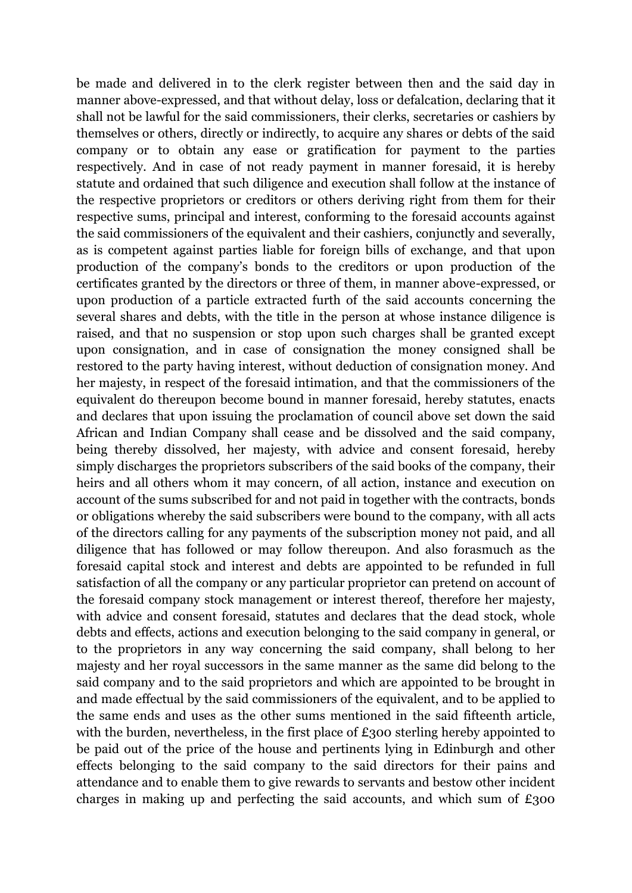be made and delivered in to the clerk register between then and the said day in manner above-expressed, and that without delay, loss or defalcation, declaring that it shall not be lawful for the said commissioners, their clerks, secretaries or cashiers by themselves or others, directly or indirectly, to acquire any shares or debts of the said company or to obtain any ease or gratification for payment to the parties respectively. And in case of not ready payment in manner foresaid, it is hereby statute and ordained that such diligence and execution shall follow at the instance of the respective proprietors or creditors or others deriving right from them for their respective sums, principal and interest, conforming to the foresaid accounts against the said commissioners of the equivalent and their cashiers, conjunctly and severally, as is competent against parties liable for foreign bills of exchange, and that upon production of the company's bonds to the creditors or upon production of the certificates granted by the directors or three of them, in manner above-expressed, or upon production of a particle extracted furth of the said accounts concerning the several shares and debts, with the title in the person at whose instance diligence is raised, and that no suspension or stop upon such charges shall be granted except upon consignation, and in case of consignation the money consigned shall be restored to the party having interest, without deduction of consignation money. And her majesty, in respect of the foresaid intimation, and that the commissioners of the equivalent do thereupon become bound in manner foresaid, hereby statutes, enacts and declares that upon issuing the proclamation of council above set down the said African and Indian Company shall cease and be dissolved and the said company, being thereby dissolved, her majesty, with advice and consent foresaid, hereby simply discharges the proprietors subscribers of the said books of the company, their heirs and all others whom it may concern, of all action, instance and execution on account of the sums subscribed for and not paid in together with the contracts, bonds or obligations whereby the said subscribers were bound to the company, with all acts of the directors calling for any payments of the subscription money not paid, and all diligence that has followed or may follow thereupon. And also forasmuch as the foresaid capital stock and interest and debts are appointed to be refunded in full satisfaction of all the company or any particular proprietor can pretend on account of the foresaid company stock management or interest thereof, therefore her majesty, with advice and consent foresaid, statutes and declares that the dead stock, whole debts and effects, actions and execution belonging to the said company in general, or to the proprietors in any way concerning the said company, shall belong to her majesty and her royal successors in the same manner as the same did belong to the said company and to the said proprietors and which are appointed to be brought in and made effectual by the said commissioners of the equivalent, and to be applied to the same ends and uses as the other sums mentioned in the said fifteenth article, with the burden, nevertheless, in the first place of £300 sterling hereby appointed to be paid out of the price of the house and pertinents lying in Edinburgh and other effects belonging to the said company to the said directors for their pains and attendance and to enable them to give rewards to servants and bestow other incident charges in making up and perfecting the said accounts, and which sum of £300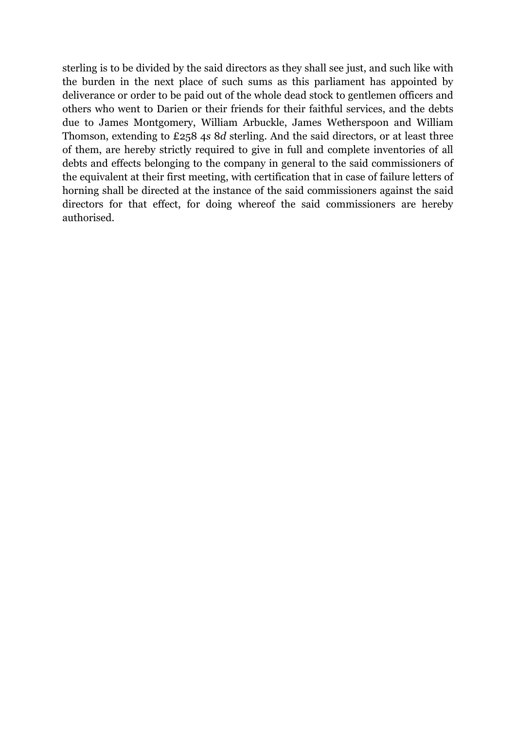sterling is to be divided by the said directors as they shall see just, and such like with the burden in the next place of such sums as this parliament has appointed by deliverance or order to be paid out of the whole dead stock to gentlemen officers and others who went to Darien or their friends for their faithful services, and the debts due to James Montgomery, William Arbuckle, James Wetherspoon and William Thomson, extending to £258 4*s* 8*d* sterling. And the said directors, or at least three of them, are hereby strictly required to give in full and complete inventories of all debts and effects belonging to the company in general to the said commissioners of the equivalent at their first meeting, with certification that in case of failure letters of horning shall be directed at the instance of the said commissioners against the said directors for that effect, for doing whereof the said commissioners are hereby authorised.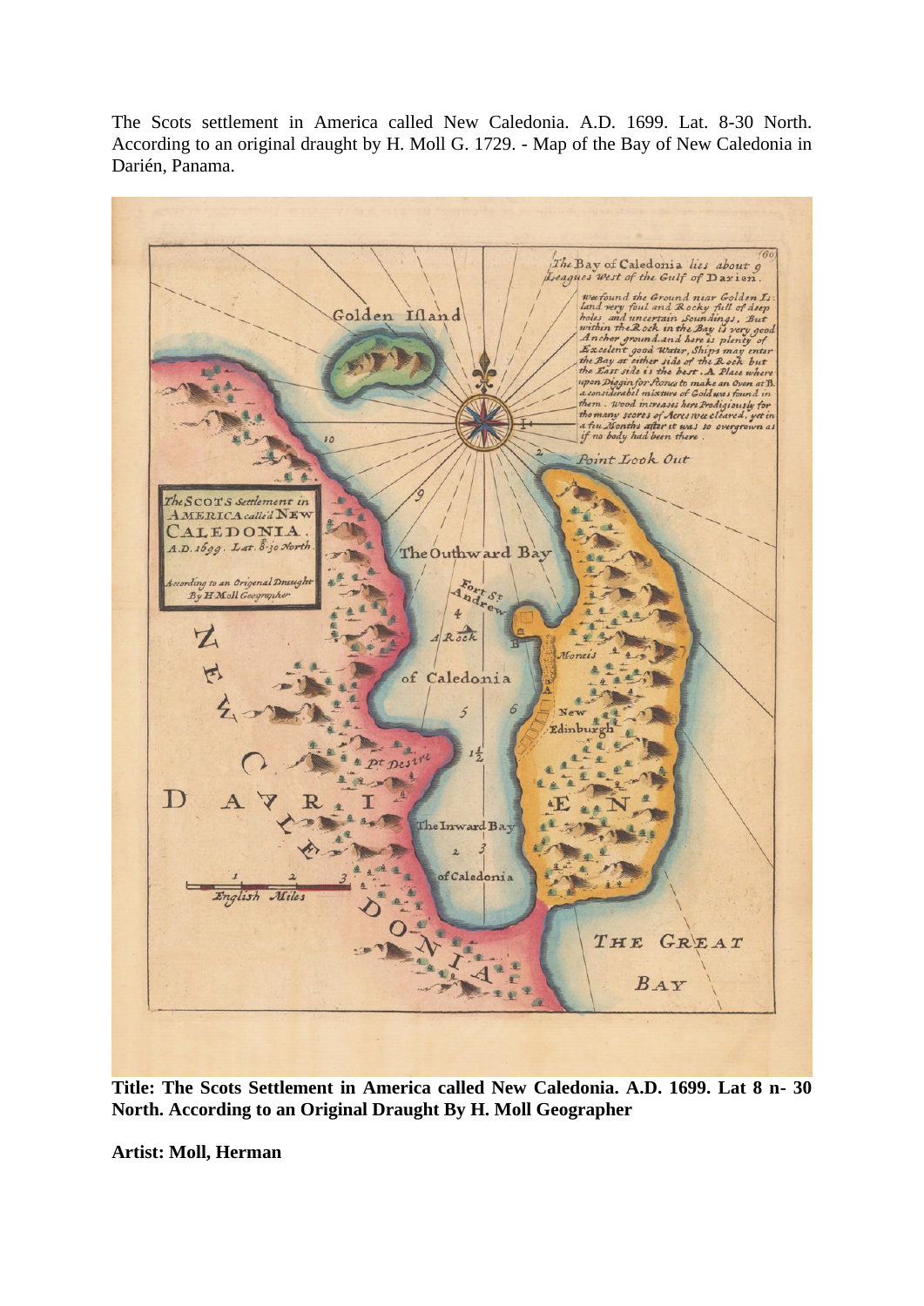The Scots settlement in America called New Caledonia. A.D. 1699. Lat. 8-30 North. According to an original draught by H. Moll G. 1729. - Map of the Bay of New Caledonia in Darién, Panama.

**Title: The Scots Settlement in America called New Caledonia. A.D. 1699. Lat 8 n- 30 North. According to an Original Draught By H. Moll Geographer**

**Artist: Moll, Herman**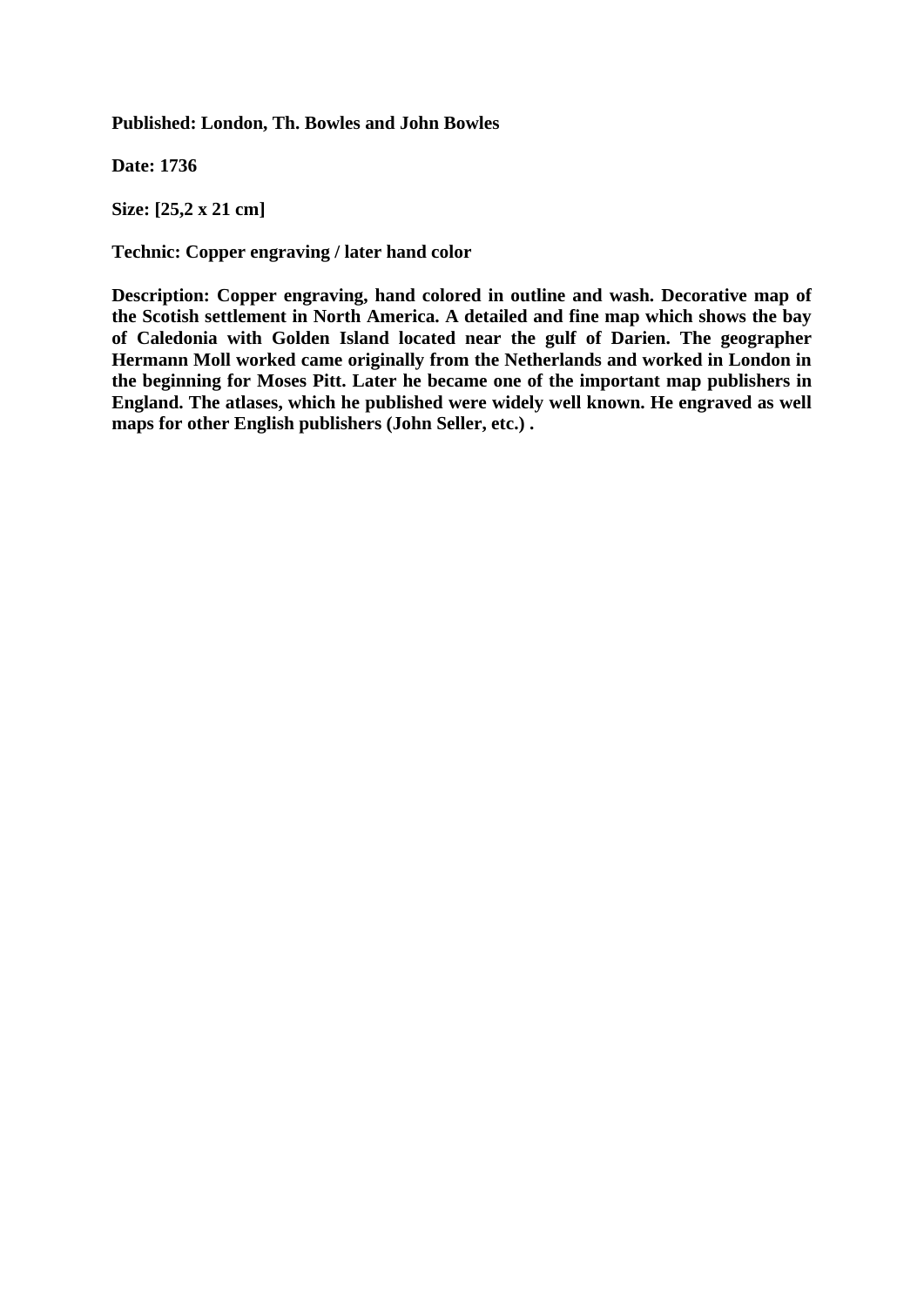**Published: London, Th. Bowles and John Bowles**

**Date: 1736**

**Size: [25,2 x 21 cm]**

**Technic: Copper engraving / later hand color**

**Description: Copper engraving, hand colored in outline and wash. Decorative map of the Scottish settlement in North America. A detailed and fine map which shows the bay of Caledonia with Golden Island located near the gulf of Darien. The geographer Hermann Moll worked came originally from the Netherlands and worked in London in the beginning for Moses Pitt. Later he became one of the important map publishers in England. The atlases, which he published were widely well known. He engraved as well maps for other English publishers (John Seller, etc.) .**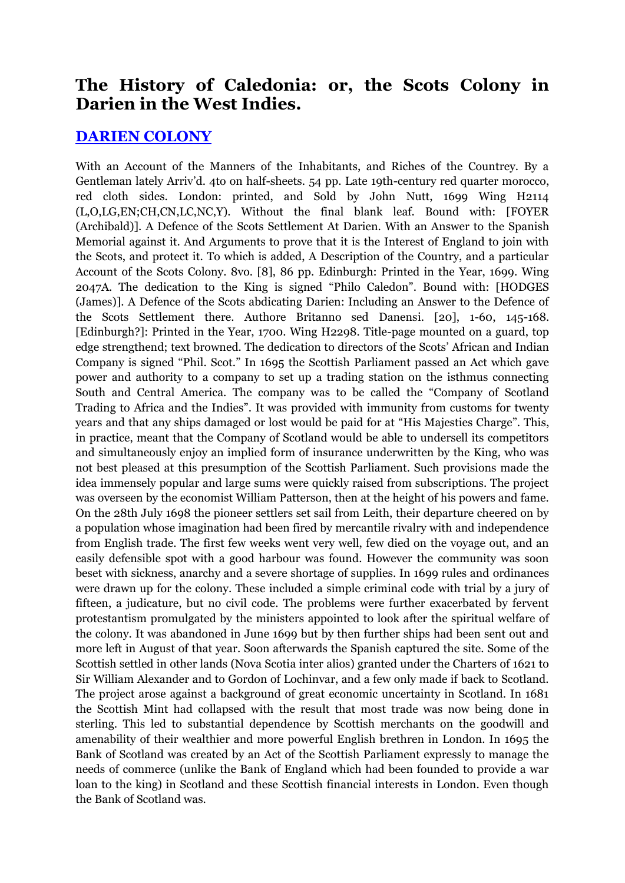## The History of Caledonia: or, the Scots Colony in Darien in the West Indies.

### DARIEN COLONY

With an Account of the Manners of the Inhabitants, and Riches of the Countrey. By a Gentleman lately Arriv'd. 4to on half-sheets. 54 pp. Late 19th-century red quarter morocco, red cloth sides. London: printed, and Sold by John Nutt, 1699 Wing H2114 (L,O,LG,EN;CH,CN,LC,NC,Y). Without the final blank leaf. Bound with: [FOYER (Archibald)]. A Defence of the Scots Settlement At Darien. With an Answer to the Spanish Memorial against it. And Arguments to prove that it is the Interest of England to join with the Scots, and protect it. To which is added, A Description of the Country, and a particular Account of the Scots Colony. 8vo. [8], 86 pp. Edinburgh: Printed in the Year, 1699. Wing 2047A. The dedication to the King is signed "Philo Caledon". Bound with: [HODGES (James)]. A Defence of the Scots abdicating Darien: Including an Answer to the Defence of the Scots Settlement there. Authore Britanno sed Danensi. [20], 1-60, 145-168. [Edinburgh?]: Printed in the Year, 1700. Wing H2298. Title-page mounted on a guard, top edge strengthend; text browned. The dedication to directors of the Scots' African and Indian Company is signed "Phil. Scot." In 1695 the Scottish Parliament passed an Act which gave power and authority to a company to set up a trading station on the isthmus connecting South and Central America. The company was to be called the "Company of Scotland Trading to Africa and the Indies". It was provided with immunity from customs for twenty years and that any ships damaged or lost would be paid for at "His Majesties Charge". This, in practice, meant that the Company of Scotland would be able to undersell its competitors and simultaneously enjoy an implied form of insurance underwritten by the King, who was not best pleased at this presumption of the Scottish Parliament. Such provisions made the idea immensely popular and large sums were quickly raised from subscriptions. The project was overseen by the economist William Patterson, then at the height of his powers and fame. On the 28th July 1698 the pioneer settlers set sail from Leith, their departure cheered on by a population whose imagination had been fired by mercantile rivalry with and independence from English trade. The first few weeks went very well, few died on the voyage out, and an easily defensible spot with a good harbour was found. However the community was soon beset with sickness, anarchy and a severe shortage of supplies. In 1699 rules and ordinances were drawn up for the colony. These included a simple criminal code with trial by a jury of fifteen, a judicature, but no civil code. The problems were further exacerbated by fervent protestantism promulgated by the ministers appointed to look after the spiritual welfare of the colony. It was abandoned in June 1699 but by then further ships had been sent out and more left in August of that year. Soon afterwards the Spanish captured the site. Some of the Scottish settled in other lands (Nova Scotia inter alios) granted under the Charters of 1621 to Sir William Alexander and to Gordon of Lochinvar, and a few only made if back to Scotland. The project arose against a background of great economic uncertainty in Scotland. In 1681 the Scottish Mint had collapsed with the result that most trade was now being done in sterling. This led to substantial dependence by Scottish merchants on the goodwill and amenability of their wealthier and more powerful English brethren in London. In 1695 the Bank of Scotland was created by an Act of the Scottish Parliament expressly to manage the needs of commerce (unlike the Bank of England which had been founded to provide a war loan to the king) in Scotland and these Scottish financial interests in London. Even though the Bank of Scotland was.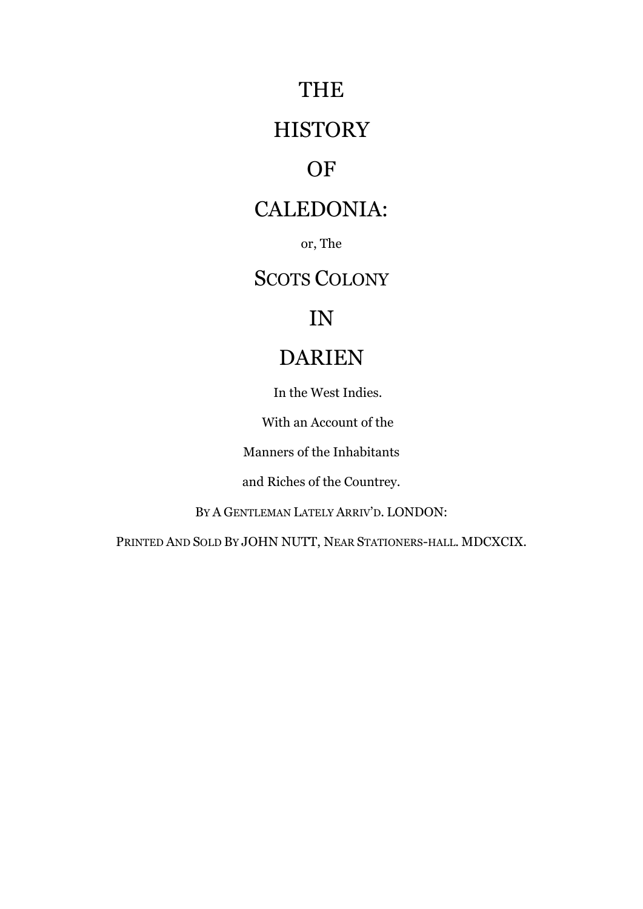# THE HISTORY OF CALEDONIA:

or, The

# SCOTS COLONY IN DARIEN

In the West Indies.

With an Account of the

Manners of the Inhabitants

and Riches of the Countrey.

BY A GENTLEMAN LATELY ARRIV'D. LONDON:

PRINTED AND SOLD BY JOHN NUTT, NEAR STATIONERS-HALL. MDCXCIX.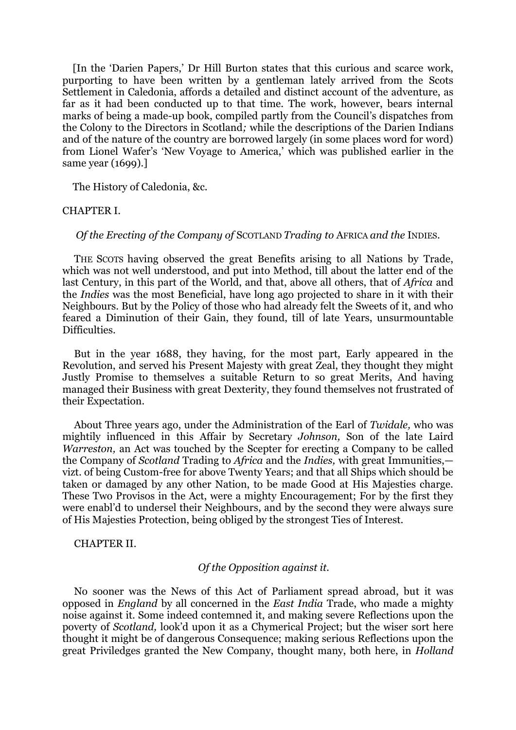[In the 'Darien Papers,' Dr Hill Burton states that this curious and scarce work, purporting to have been written by a gentleman lately arrived from the Scots Settlement in Caledonia, affords a detailed and distinct account of the adventure, as far as it had been conducted up to that time. The work, however, bears internal marks of being a made-up book, compiled partly from the Council's dispatches from the Colony to the Directors in Scotland*;* while the descriptions of the Darien Indians and of the nature of the country are borrowed largely (in some places word for word) from Lionel Wafer's 'New Voyage to America,' which was published earlier in the same year (1699).]

The History of Caledonia, &c.

## CHAPTER I.

### *Of the Erecting of the Company of* SCOTLAND *Trading to* AFRICA *and the* INDIES.

THE SCOTS having observed the great Benefits arising to all Nations by Trade, which was not well understood, and put into Method, till about the latter end of the last Century, in this part of the World, and that, above all others, that of *Africa* and the *Indies* was the most Beneficial, have long ago projected to share in it with their Neighbours. But by the Policy of those who had already felt the Sweets of it, and who feared a Diminution of their Gain, they found, till of late Years, unsurmountable Difficulties.

But in the year 1688, they having, for the most part, Early appeared in the Revolution, and served his Present Majesty with great Zeal, they thought they might Justly Promise to themselves a suitable Return to so great Merits, And having managed their Business with great Dexterity, they found themselves not frustrated of their Expectation.

About Three years ago, under the Administration of the Earl of *Twidale,* who was mightily influenced in this Affair by Secretary *Johnson,* Son of the late Laird *Warreston,* an Act was touched by the Scepter for erecting a Company to be called the Company of *Scotland* Trading to *Africa* and the *Indies,* with great Immunities,—vizt. of being Custom-free for above Twenty Years; and that all Ships which should be taken or damaged by any other Nation, to be made Good at His Majesties charge. These Two Provisos in the Act, were a mighty Encouragement; For by the first they were enabl'd to undersel their Neighbours, and by the second they were always sure of His Majesties Protection, being obliged by the strongest Ties of Interest.

## CHAPTER II.

### *Of the Opposition against it.*

No sooner was the News of this Act of Parliament spread abroad, but it was opposed in *England* by all concerned in the *East India* Trade, who made a mighty noise against it. Some indeed contemned it, and making severe Reflections upon the poverty of *Scotland,* look'd upon it as a Chymerical Project; but the wiser sort here thought it might be of dangerous Consequence; making serious Reflections upon the great Priviledges granted the New Company, thought many, both here, in *Holland*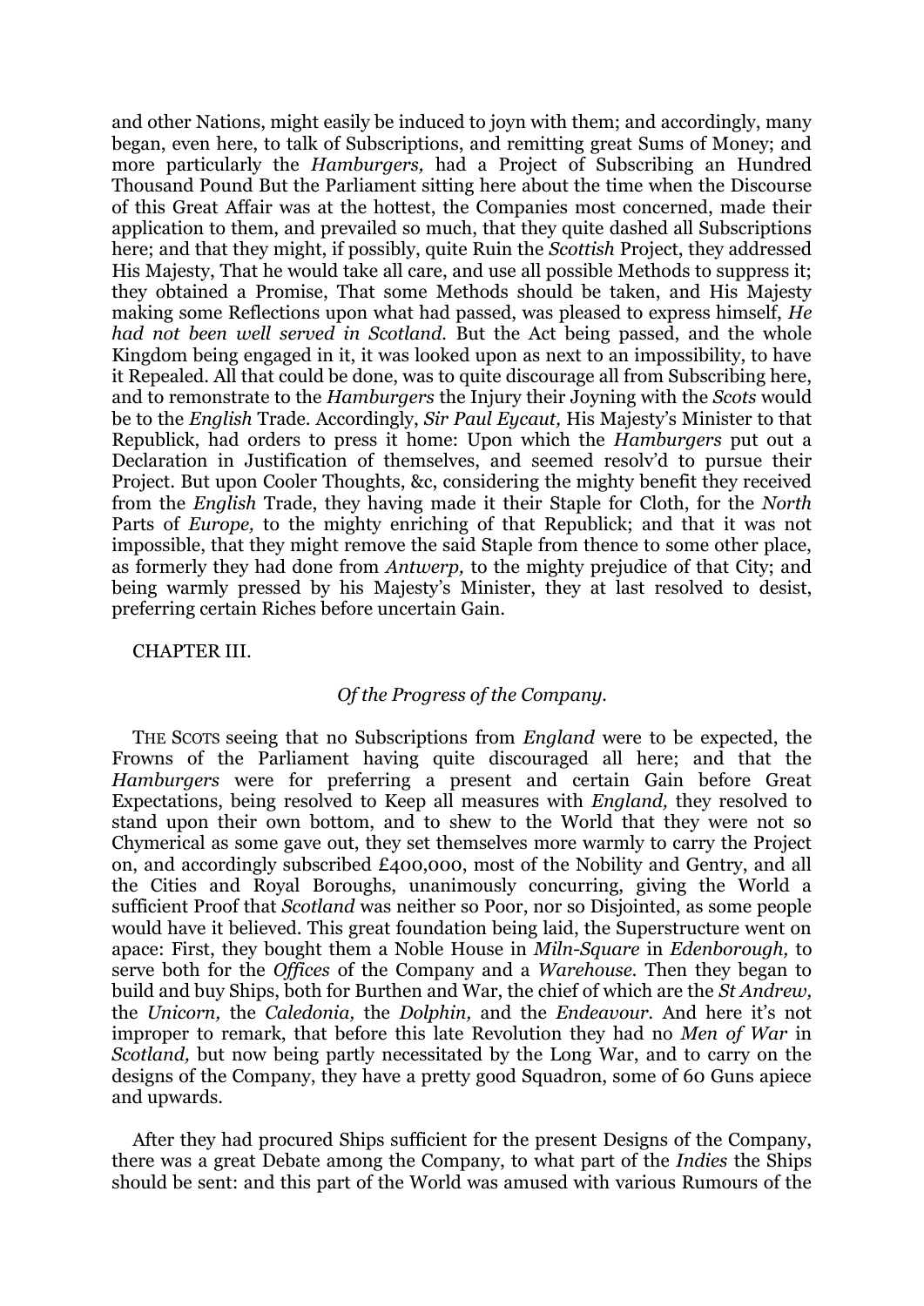and other Nations, might easily be induced to joyn with them; and accordingly, many began, even here, to talk of Subscriptions, and remitting great Sums of Money; and more particularly the *Hamburgers,* had a Project of Subscribing an Hundred Thousand Pound But the Parliament sitting here about the time when the Discourse of this Great Affair was at the hottest, the Companies most concerned, made their application to them, and prevailed so much, that they quite dashed all Subscriptions here; and that they might, if possibly, quite Ruin the *Scottish* Project, they addressed His Majesty, That he would take all care, and use all possible Methods to suppress it; they obtained a Promise, That some Methods should be taken, and His Majesty making some Reflections upon what had passed, was pleased to express himself, *He had not been well served in Scotland.* But the Act being passed, and the whole Kingdom being engaged in it, it was looked upon as next to an impossibility, to have it Repealed. All that could be done, was to quite discourage all from Subscribing here, and to remonstrate to the *Hamburgers* the Injury their Joyning with the *Scots* would be to the *English* Trade. Accordingly, *Sir Paul Eycaut,* His Majesty's Minister to that Republick, had orders to press it home: Upon which the *Hamburgers* put out a Declaration in Justification of themselves, and seemed resolv'd to pursue their Project. But upon Cooler Thoughts, &c, considering the mighty benefit they received from the *English* Trade, they having made it their Staple for Cloth, for the *North* Parts of *Europe,* to the mighty enriching of that Republick; and that it was not impossible, that they might remove the said Staple from thence to some other place, as formerly they had done from *Antwerp,* to the mighty prejudice of that City; and being warmly pressed by his Majesty's Minister, they at last resolved to desist, preferring certain Riches before uncertain Gain.

## CHAPTER III.

### *Of the Progress of the Company.*

THE SCOTS seeing that no Subscriptions from *England* were to be expected, the Frowns of the Parliament having quite discouraged all here; and that the *Hamburgers* were for preferring a present and certain Gain before Great Expectations, being resolved to Keep all measures with *England,* they resolved to stand upon their own bottom, and to shew to the World that they were not so Chymerical as some gave out, they set themselves more warmly to carry the Project on, and accordingly subscribed £400,000, most of the Nobility and Gentry, and all the Cities and Royal Boroughs, unanimously concurring, giving the World a sufficient Proof that *Scotland* was neither so Poor, nor so Disjointed, as some people would have it believed. This great foundation being laid, the Superstructure went on apace: First, they bought them a Noble House in *Miln-Square* in *Edenborough,* to serve both for the *Offices* of the Company and a *Warehouse.* Then they began to build and buy Ships, both for Burthen and War, the chief of which are the *St Andrew,* the *Unicorn,* the *Caledonia,* the *Dolphin,* and the *Endeavour.* And here it's not improper to remark, that before this late Revolution they had no *Men of War* in *Scotland,* but now being partly necessitated by the Long War, and to carry on the designs of the Company, they have a pretty good Squadron, some of 60 Guns apiece and upwards.

After they had procured Ships sufficient for the present Designs of the Company, there was a great Debate among the Company, to what part of the *Indies* the Ships should be sent: and this part of the World was amused with various Rumours of the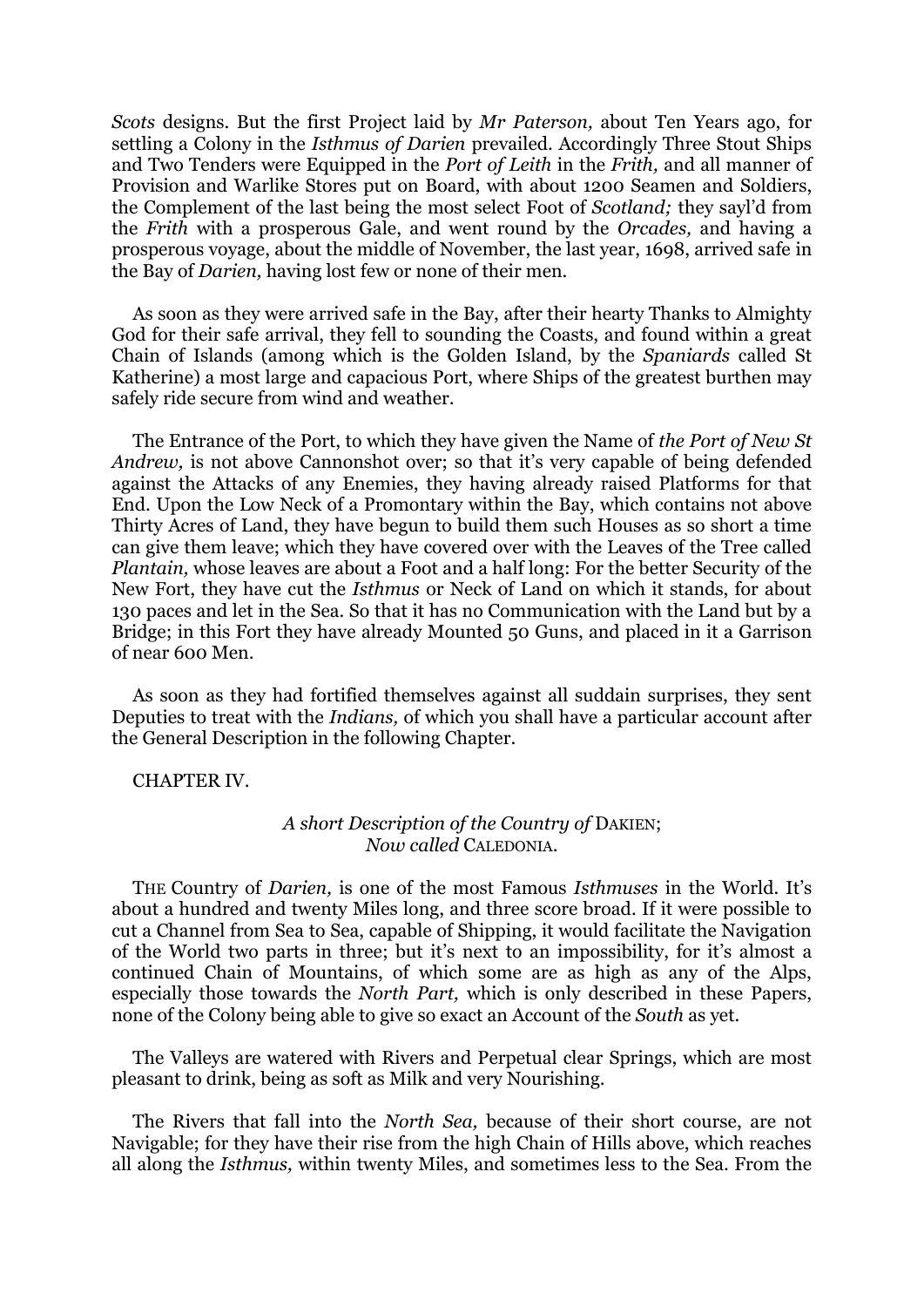*Scots* designs. But the first Project laid by *Mr Paterson,* about Ten Years ago, for settling a Colony in the *Isthmus of Darien* prevailed. Accordingly Three Stout Ships and Two Tenders were Equipped in the *Port of Leith* in the *Frith,* and all manner of Provision and Warlike Stores put on Board, with about 1200 Seamen and Soldiers, the Complement of the last being the most select Foot of *Scotland;* they sayl'd from the *Frith* with a prosperous Gale, and went round by the *Orcades,* and having a prosperous voyage, about the middle of November, the last year, 1698, arrived safe in the Bay of *Darien,* having lost few or none of their men.

As soon as they were arrived safe in the Bay, after their hearty Thanks to Almighty God for their safe arrival, they fell to sounding the Coasts, and found within a great Chain of Islands (among which is the Golden Island, by the *Spaniards* called St Katherine) a most large and capacious Port, where Ships of the greatest burthen may safely ride secure from wind and weather.

The Entrance of the Port, to which they have given the Name of *the Port of New St Andrew,* is not above Cannonshot over; so that it's very capable of being defended against the Attacks of any Enemies, they having already raised Platforms for that End. Upon the Low Neck of a Promontary within the Bay, which contains not above Thirty Acres of Land, they have begun to build them such Houses as so short a time can give them leave; which they have covered over with the Leaves of the Tree called *Plantain,* whose leaves are about a Foot and a half long: For the better Security of the New Fort, they have cut the *Isthmus* or Neck of Land on which it stands, for about 130 paces and let in the Sea. So that it has no Communication with the Land but by a Bridge; in this Fort they have already Mounted 50 Guns, and placed in it a Garrison of near 600 Men.

As soon as they had fortified themselves against all suddain surprises, they sent Deputies to treat with the *Indians,* of which you shall have a particular account after the General Description in the following Chapter.

## CHAPTER IV.

### *A short Description of the Country of* DAKIEN; *Now called* CALEDONIA.

THE Country of *Darien,* is one of the most Famous *Isthmuses* in the World. It's about a hundred and twenty Miles long, and three score broad. If it were possible to cut a Channel from Sea to Sea, capable of Shipping, it would facilitate the Navigation of the World two parts in three; but it's next to an impossibility, for it's almost a continued Chain of Mountains, of which some are as high as any of the Alps, especially those towards the *North Part,* which is only described in these Papers, none of the Colony being able to give so exact an Account of the *South* as yet.

The Valleys are watered with Rivers and Perpetual clear Springs, which are most pleasant to drink, being as soft as Milk and very Nourishing.

The Rivers that fall into the *North Sea,* because of their short course, are not Navigable; for they have their rise from the high Chain of Hills above, which reaches all along the *Isthmus,* within twenty Miles, and sometimes less to the Sea. From the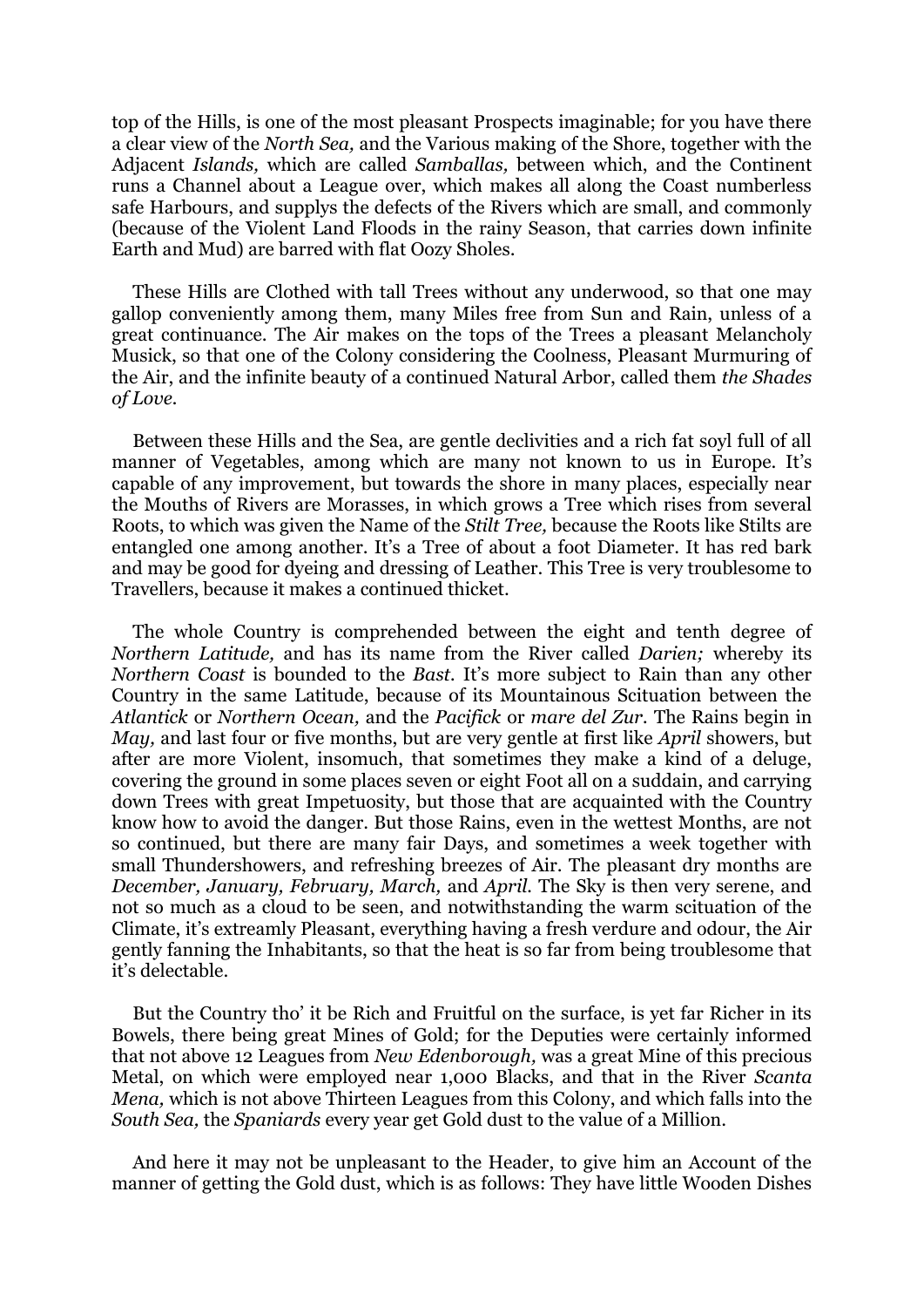top of the Hills, is one of the most pleasant Prospects imaginable; for you have there a clear view of the *North Sea,* and the Various making of the Shore, together with the Adjacent *Islands,* which are called *Samballas,* between which, and the Continent runs a Channel about a League over, which makes all along the Coast numberless safe Harbours, and supplys the defects of the Rivers which are small, and commonly (because of the Violent Land Floods in the rainy Season, that carries down infinite Earth and Mud) are barred with flat Oozy Sholes.

These Hills are Clothed with tall Trees without any underwood, so that one may gallop conveniently among them, many Miles free from Sun and Rain, unless of a great continuance. The Air makes on the tops of the Trees a pleasant Melancholy Musick, so that one of the Colony considering the Coolness, Pleasant Murmuring of the Air, and the infinite beauty of a continued Natural Arbor, called them *the Shades of Love.*

Between these Hills and the Sea, are gentle declivities and a rich fat soyl full of all manner of Vegetables, among which are many not known to us in Europe. It's capable of any improvement, but towards the shore in many places, especially near the Mouths of Rivers are Morasses, in which grows a Tree which rises from several Roots, to which was given the Name of the *Stilt Tree,* because the Roots like Stilts are entangled one among another. It's a Tree of about a foot Diameter. It has red bark and may be good for dyeing and dressing of Leather. This Tree is very troublesome to Travellers, because it makes a continued thicket.

The whole Country is comprehended between the eight and tenth degree of *Northern Latitude,* and has its name from the River called *Darien;* whereby its *Northern Coast* is bounded to the *Bast.* It's more subject to Rain than any other Country in the same Latitude, because of its Mountainous Scituation between the *Atlantick* or *Northern Ocean,* and the *Pacifick* or *mare del Zur.* The Rains begin in *May,* and last four or five months, but are very gentle at first like *April* showers, but after are more Violent, insomuch, that sometimes they make a kind of a deluge, covering the ground in some places seven or eight Foot all on a suddain, and carrying down Trees with great Impetuosity, but those that are acquainted with the Country know how to avoid the danger. But those Rains, even in the wettest Months, are not so continued, but there are many fair Days, and sometimes a week together with small Thundershowers, and refreshing breezes of Air. The pleasant dry months are *December, January, February, March,* and *April.* The Sky is then very serene, and not so much as a cloud to be seen, and notwithstanding the warm scituation of the Climate, it's extreamly Pleasant, everything having a fresh verdure and odour, the Air gently fanning the Inhabitants, so that the heat is so far from being troublesome that it's delectable.

But the Country tho' it be Rich and Fruitful on the surface, is yet far Richer in its Bowels, there being great Mines of Gold; for the Deputies were certainly informed that not above 12 Leagues from *New Edenborough,* was a great Mine of this precious Metal, on which were employed near 1,000 Blacks, and that in the River *Scanta Mena,* which is not above Thirteen Leagues from this Colony, and which falls into the *South Sea,* the *Spaniards* every year get Gold dust to the value of a Million.

And here it may not be unpleasant to the Header, to give him an Account of the manner of getting the Gold dust, which is as follows: They have little Wooden Dishes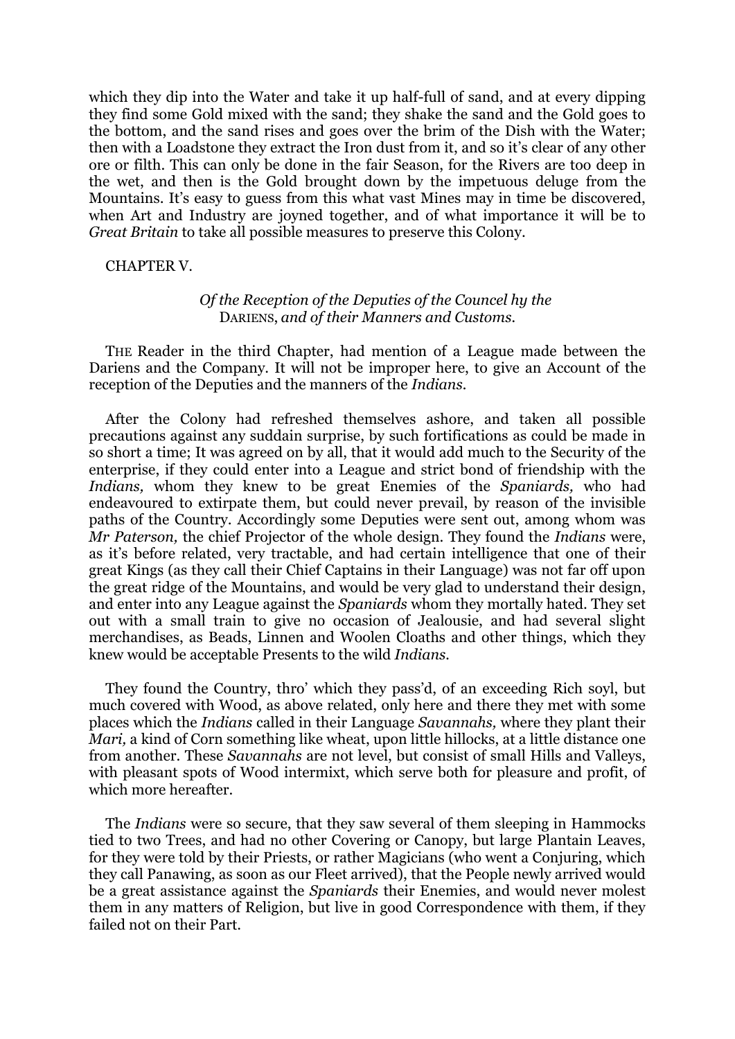which they dip into the Water and take it up half-full of sand, and at every dipping they find some Gold mixed with the sand; they shake the sand and the Gold goes to the bottom, and the sand rises and goes over the brim of the Dish with the Water; then with a Loadstone they extract the Iron dust from it, and so it's clear of any other ore or filth. This can only be done in the fair Season, for the Rivers are too deep in the wet, and then is the Gold brought down by the impetuous deluge from the Mountains. It's easy to guess from this what vast Mines may in time be discovered, when Art and Industry are joyned together, and of what importance it will be to *Great Britain* to take all possible measures to preserve this Colony.

## CHAPTER V.

### *Of the Reception of the Deputies of the Councel hy the* DARIENS, *and of their Manners and Customs.*

THE Reader in the third Chapter, had mention of a League made between the Dariens and the Company. It will not be improper here, to give an Account of the reception of the Deputies and the manners of the *Indians.*

After the Colony had refreshed themselves ashore, and taken all possible precautions against any suddain surprise, by such fortifications as could be made in so short a time; It was agreed on by all, that it would add much to the Security of the enterprise, if they could enter into a League and strict bond of friendship with the *Indians,* whom they knew to be great Enemies of the *Spaniards,* who had endeavoured to extirpate them, but could never prevail, by reason of the invisible paths of the Country. Accordingly some Deputies were sent out, among whom was *Mr Paterson,* the chief Projector of the whole design. They found the *Indians* were, as it's before related, very tractable, and had certain intelligence that one of their great Kings (as they call their Chief Captains in their Language) was not far off upon the great ridge of the Mountains, and would be very glad to understand their design, and enter into any League against the *Spaniards* whom they mortally hated. They set out with a small train to give no occasion of Jealousie, and had several slight merchandises, as Beads, Linnen and Woolen Cloaths and other things, which they knew would be acceptable Presents to the wild *Indians.*

They found the Country, thro' which they pass'd, of an exceeding Rich soyl, but much covered with Wood, as above related, only here and there they met with some places which the *Indians* called in their Language *Savannahs,* where they plant their *Mari,* a kind of Corn something like wheat, upon little hillocks, at a little distance one from another. These *Savannahs* are not level, but consist of small Hills and Valleys, with pleasant spots of Wood intermixt, which serve both for pleasure and profit, of which more hereafter.

The *Indians* were so secure, that they saw several of them sleeping in Hammocks tied to two Trees, and had no other Covering or Canopy, but large Plantain Leaves, for they were told by their Priests, or rather Magicians (who went a Conjuring, which they call Panawing, as soon as our Fleet arrived), that the People newly arrived would be a great assistance against the *Spaniards* their Enemies, and would never molest them in any matters of Religion, but live in good Correspondence with them, if they failed not on their Part.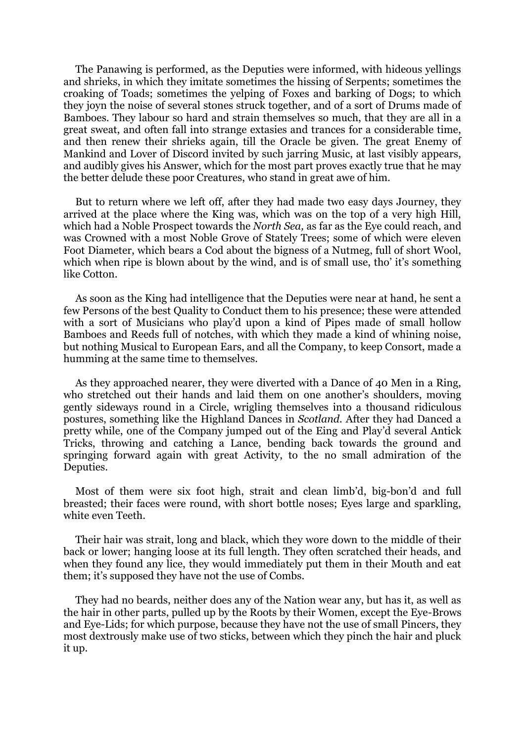The Panawing is performed, as the Deputies were informed, with hideous yellings and shrieks, in which they imitate sometimes the hissing of Serpents; sometimes the croaking of Toads; sometimes the yelping of Foxes and barking of Dogs; to which they joyn the noise of several stones struck together, and of a sort of Drums made of Bamboes. They labour so hard and strain themselves so much, that they are all in a great sweat, and often fall into strange extasies and trances for a considerable time, and then renew their shrieks again, till the Oracle be given. The great Enemy of Mankind and Lover of Discord invited by such jarring Music, at last visibly appears, and audibly gives his Answer, which for the most part proves exactly true that he may the better delude these poor Creatures, who stand in great awe of him.

But to return where we left off, after they had made two easy days Journey, they arrived at the place where the King was, which was on the top of a very high Hill, which had a Noble Prospect towards the *North Sea,* as far as the Eye could reach, and was Crowned with a most Noble Grove of Stately Trees; some of which were eleven Foot Diameter, which bears a Cod about the bigness of a Nutmeg, full of short Wool, which when ripe is blown about by the wind, and is of small use, tho' it's something like Cotton.

As soon as the King had intelligence that the Deputies were near at hand, he sent a few Persons of the best Quality to Conduct them to his presence; these were attended with a sort of Musicians who play'd upon a kind of Pipes made of small hollow Bamboes and Reeds full of notches, with which they made a kind of whining noise, but nothing Musical to European Ears, and all the Company, to keep Consort, made a humming at the same time to themselves.

As they approached nearer, they were diverted with a Dance of 40 Men in a Ring, who stretched out their hands and laid them on one another's shoulders, moving gently sideways round in a Circle, wrigling themselves into a thousand ridiculous postures, something like the Highland Dances in *Scotland.* After they had Danced a pretty while, one of the Company jumped out of the Eing and Play'd several Antick Tricks, throwing and catching a Lance, bending back towards the ground and springing forward again with great Activity, to the no small admiration of the Deputies.

Most of them were six foot high, strait and clean limb'd, big-bon'd and full breasted; their faces were round, with short bottle noses; Eyes large and sparkling, white even Teeth.

Their hair was strait, long and black, which they wore down to the middle of their back or lower; hanging loose at its full length. They often scratched their heads, and when they found any lice, they would immediately put them in their Mouth and eat them; it's supposed they have not the use of Combs.

They had no beards, neither does any of the Nation wear any, but has it, as well as the hair in other parts, pulled up by the Roots by their Women, except the Eye-Brows and Eye-Lids; for which purpose, because they have not the use of small Pincers, they most dextrously make use of two sticks, between which they pinch the hair and pluck it up.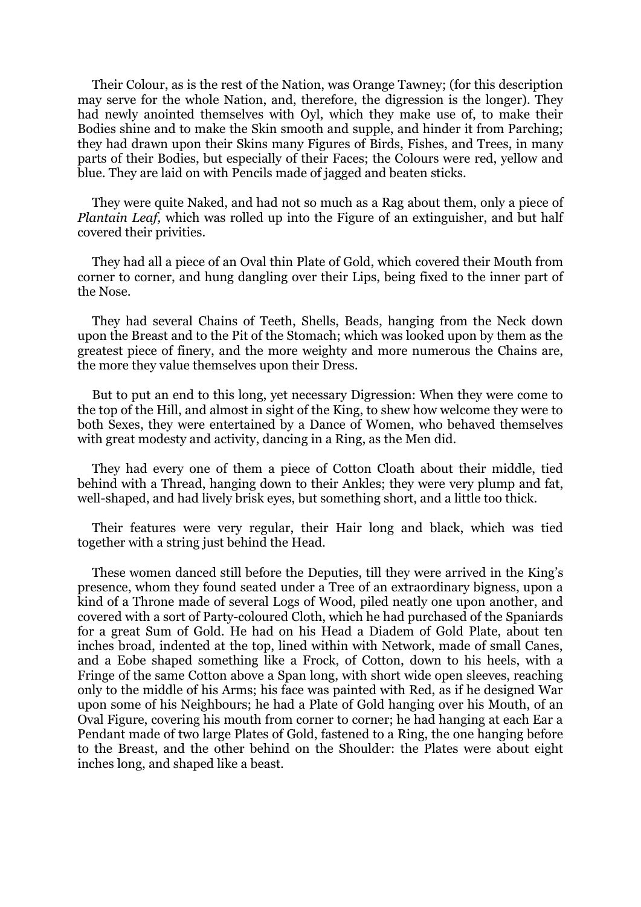Their Colour, as is the rest of the Nation, was Orange Tawney; (for this description may serve for the whole Nation, and, therefore, the digression is the longer). They had newly anointed themselves with Oyl, which they make use of, to make their Bodies shine and to make the Skin smooth and supple, and hinder it from Parching; they had drawn upon their Skins many Figures of Birds, Fishes, and Trees, in many parts of their Bodies, but especially of their Faces; the Colours were red, yellow and blue. They are laid on with Pencils made of jagged and beaten sticks.

They were quite Naked, and had not so much as a Rag about them, only a piece of *Plantain Leaf,* which was rolled up into the Figure of an extinguisher, and but half covered their privities.

They had all a piece of an Oval thin Plate of Gold, which covered their Mouth from corner to corner, and hung dangling over their Lips, being fixed to the inner part of the Nose.

They had several Chains of Teeth, Shells, Beads, hanging from the Neck down upon the Breast and to the Pit of the Stomach; which was looked upon by them as the greatest piece of finery, and the more weighty and more numerous the Chains are, the more they value themselves upon their Dress.

But to put an end to this long, yet necessary Digression: When they were come to the top of the Hill, and almost in sight of the King, to shew how welcome they were to both Sexes, they were entertained by a Dance of Women, who behaved themselves with great modesty and activity, dancing in a Ring, as the Men did.

They had every one of them a piece of Cotton Cloath about their middle, tied behind with a Thread, hanging down to their Ankles; they were very plump and fat, well-shaped, and had lively brisk eyes, but something short, and a little too thick.

Their features were very regular, their Hair long and black, which was tied together with a string just behind the Head.

These women danced still before the Deputies, till they were arrived in the King's presence, whom they found seated under a Tree of an extraordinary bigness, upon a kind of a Throne made of several Logs of Wood, piled neatly one upon another, and covered with a sort of Party-coloured Cloth, which he had purchased of the Spaniards for a great Sum of Gold. He had on his Head a Diadem of Gold Plate, about ten inches broad, indented at the top, lined within with Network, made of small Canes, and a Eobe shaped something like a Frock, of Cotton, down to his heels, with a Fringe of the same Cotton above a Span long, with short wide open sleeves, reaching only to the middle of his Arms; his face was painted with Red, as if he designed War upon some of his Neighbours; he had a Plate of Gold hanging over his Mouth, of an Oval Figure, covering his mouth from corner to corner; he had hanging at each Ear a Pendant made of two large Plates of Gold, fastened to a Ring, the one hanging before to the Breast, and the other behind on the Shoulder: the Plates were about eight inches long, and shaped like a beast.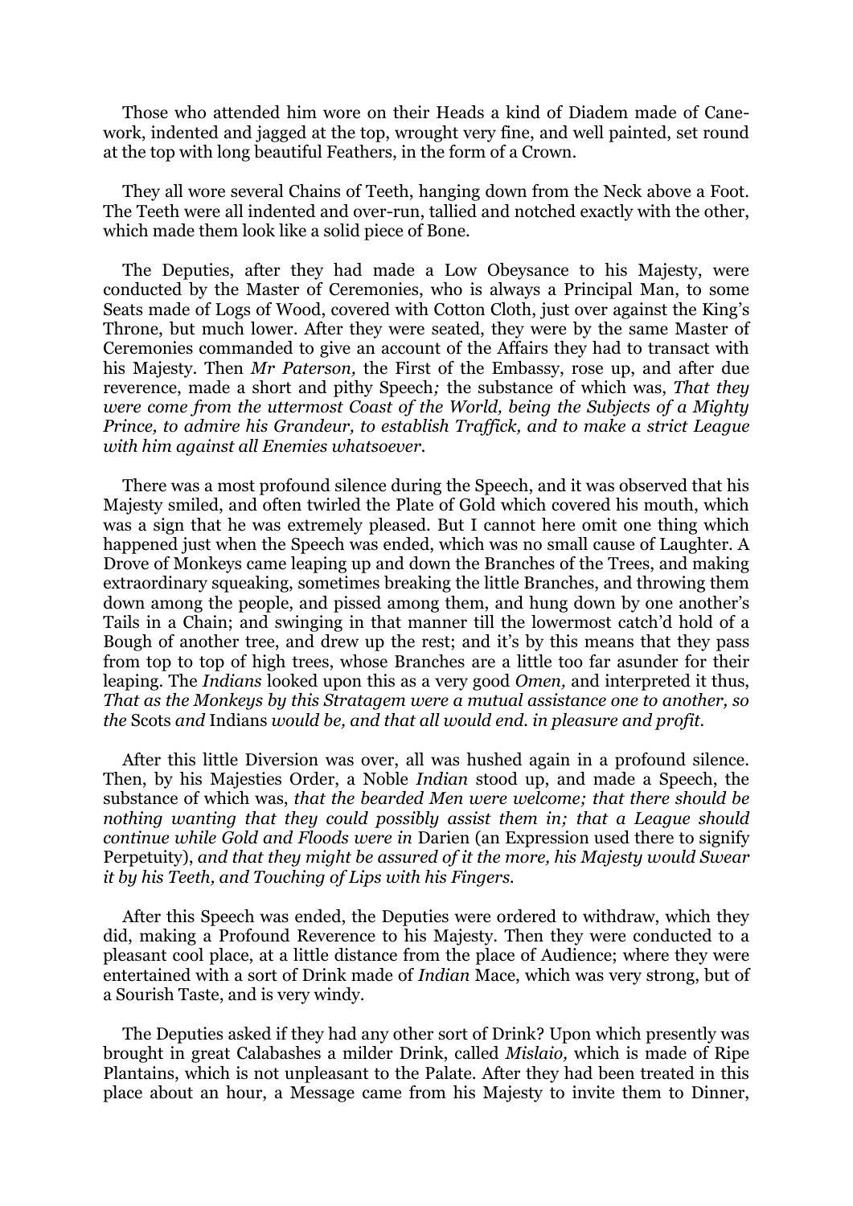Those who attended him wore on their Heads a kind of Diadem made of Cane-work, indented and jagged at the top, wrought very fine, and well painted, set round at the top with long beautiful Feathers, in the form of a Crown.

They all wore several Chains of Teeth, hanging down from the Neck above a Foot. The Teeth were all indented and over-run, tallied and notched exactly with the other, which made them look like a solid piece of Bone.

The Deputies, after they had made a Low Obeysance to his Majesty, were conducted by the Master of Ceremonies, who is always a Principal Man, to some Seats made of Logs of Wood, covered with Cotton Cloth, just over against the King's Throne, but much lower. After they were seated, they were by the same Master of Ceremonies commanded to give an account of the Affairs they had to transact with his Majesty. Then *Mr Paterson,* the First of the Embassy, rose up, and after due reverence, made a short and pithy Speech*;* the substance of which was, *That they were come from the uttermost Coast of the World, being the Subjects of a Mighty Prince, to admire his Grandeur, to establish Traffick, and to make a strict League with him against all Enemies whatsoever.*

There was a most profound silence during the Speech, and it was observed that his Majesty smiled, and often twirled the Plate of Gold which covered his mouth, which was a sign that he was extremely pleased. But I cannot here omit one thing which happened just when the Speech was ended, which was no small cause of Laughter. A Drove of Monkeys came leaping up and down the Branches of the Trees, and making extraordinary squeaking, sometimes breaking the little Branches, and throwing them down among the people, and pissed among them, and hung down by one another's Tails in a Chain; and swinging in that manner till the lowermost catch'd hold of a Bough of another tree, and drew up the rest; and it's by this means that they pass from top to top of high trees, whose Branches are a little too far asunder for their leaping. The *Indians* looked upon this as a very good *Omen,* and interpreted it thus, *That as the Monkeys by this Stratagem were a mutual assistance one to another, so the* Scots *and* Indians *would be, and that all would end. in pleasure and profit.*

After this little Diversion was over, all was hushed again in a profound silence. Then, by his Majesties Order, a Noble *Indian* stood up, and made a Speech, the substance of which was, *that the bearded Men were welcome; that there should be nothing wanting that they could possibly assist them in; that a League should continue while Gold and Floods were in* Darien (an Expression used there to signify Perpetuity), *and that they might be assured of it the more, his Majesty would Swear it by his Teeth, and Touching of Lips with his Fingers.*

After this Speech was ended, the Deputies were ordered to withdraw, which they did, making a Profound Reverence to his Majesty. Then they were conducted to a pleasant cool place, at a little distance from the place of Audience; where they were entertained with a sort of Drink made of *Indian* Mace, which was very strong, but of a Sourish Taste, and is very windy.

The Deputies asked if they had any other sort of Drink? Upon which presently was brought in great Calabashes a milder Drink, called *Mislaio,* which is made of Ripe Plantains, which is not unpleasant to the Palate. After they had been treated in this place about an hour, a Message came from his Majesty to invite them to Dinner,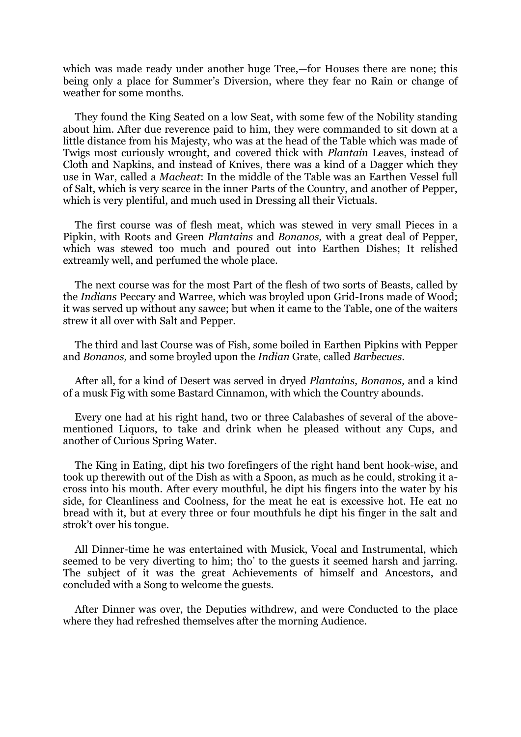which was made ready under another huge Tree,—for Houses there are none; this being only a place for Summer's Diversion, where they fear no Rain or change of weather for some months.

They found the King Seated on a low Seat, with some few of the Nobility standing about him. After due reverence paid to him, they were commanded to sit down at a little distance from his Majesty, who was at the head of the Table which was made of Twigs most curiously wrought, and covered thick with *Plantain* Leaves, instead of Cloth and Napkins, and instead of Knives, there was a kind of a Dagger which they use in War, called a *Macheat*: In the middle of the Table was an Earthen Vessel full of Salt, which is very scarce in the inner Parts of the Country, and another of Pepper, which is very plentiful, and much used in Dressing all their Victuals.

The first course was of flesh meat, which was stewed in very small Pieces in a Pipkin, with Roots and Green *Plantains* and *Bonanos,* with a great deal of Pepper, which was stewed too much and poured out into Earthen Dishes; It relished extreamly well, and perfumed the whole place.

The next course was for the most Part of the flesh of two sorts of Beasts, called by the *Indians* Peccary and Warree, which was broyled upon Grid-Irons made of Wood; it was served up without any sawce; but when it came to the Table, one of the waiters strew it all over with Salt and Pepper.

The third and last Course was of Fish, some boiled in Earthen Pipkins with Pepper and *Bonanos,* and some broyled upon the *Indian* Grate, called *Barbecues*.

After all, for a kind of Desert was served in dryed *Plantains, Bonanos,* and a kind of a musk Fig with some Bastard Cinnamon, with which the Country abounds.

Every one had at his right hand, two or three Calabashes of several of the above-mentioned Liquors, to take and drink when he pleased without any Cups, and another of Curious Spring Water.

The King in Eating, dipt his two forefingers of the right hand bent hook-wise, and took up therewith out of the Dish as with a Spoon, as much as he could, stroking it a-cross into his mouth. After every mouthful, he dipt his fingers into the water by his side, for Cleanliness and Coolness, for the meat he eat is excessive hot. He eat no bread with it, but at every three or four mouthfuls he dipt his finger in the salt and strok't over his tongue.

All Dinner-time he was entertained with Musick, Vocal and Instrumental, which seemed to be very diverting to him; tho' to the guests it seemed harsh and jarring. The subject of it was the great Achievements of himself and Ancestors, and concluded with a Song to welcome the guests.

After Dinner was over, the Deputies withdrew, and were Conducted to the place where they had refreshed themselves after the morning Audience.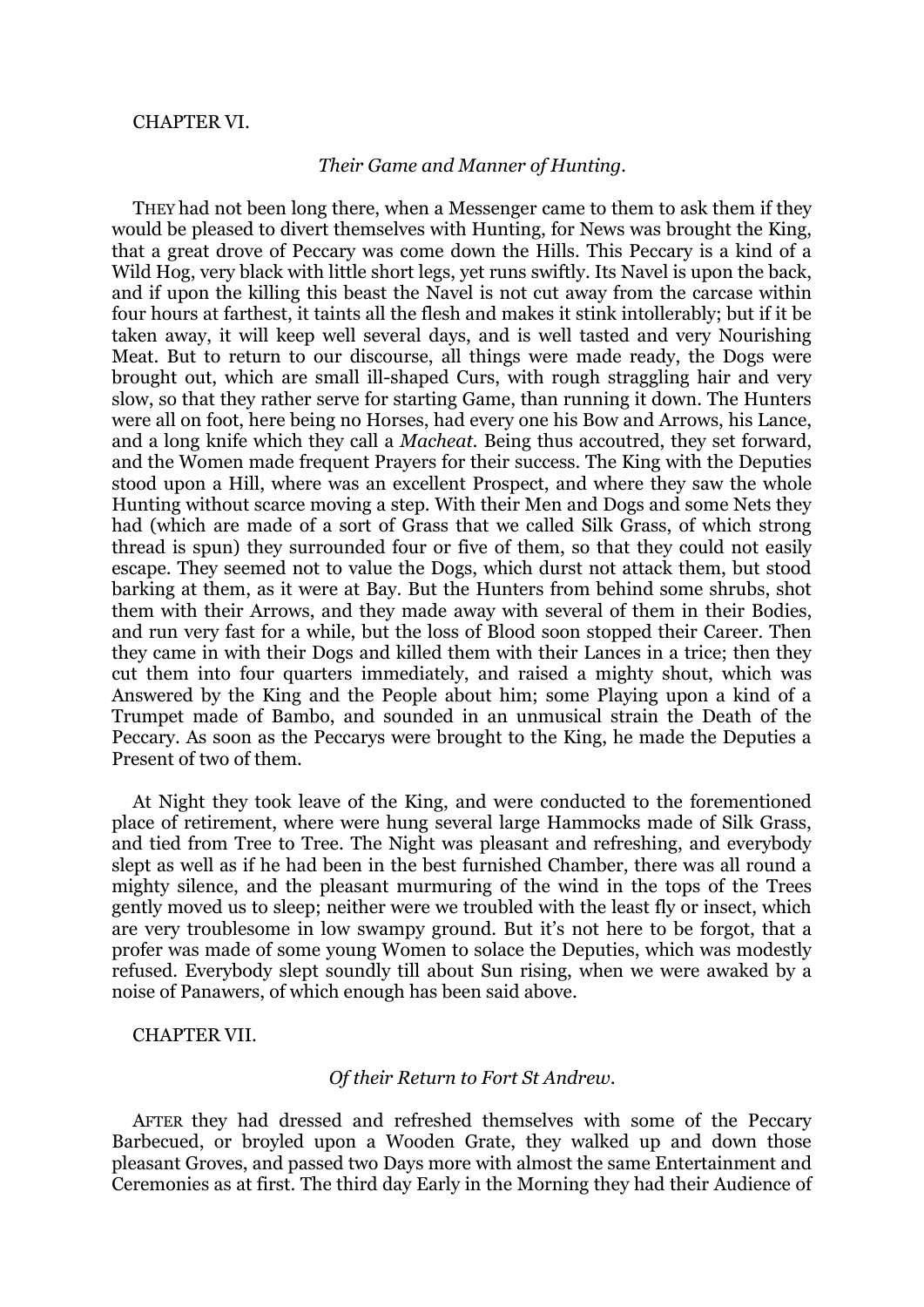## CHAPTER VI.

### *Their Game and Manner of Hunting.*

THEY had not been long there, when a Messenger came to them to ask them if they would be pleased to divert themselves with Hunting, for News was brought the King, that a great drove of Peccary was come down the Hills. This Peccary is a kind of a Wild Hog, very black with little short legs, yet runs swiftly. Its Navel is upon the back, and if upon the killing this beast the Navel is not cut away from the carcase within four hours at farthest, it taints all the flesh and makes it stink intollerably; but if it be taken away, it will keep well several days, and is well tasted and very Nourishing Meat. But to return to our discourse, all things were made ready, the Dogs were brought out, which are small ill-shaped Curs, with rough straggling hair and very slow, so that they rather serve for starting Game, than running it down. The Hunters were all on foot, here being no Horses, had every one his Bow and Arrows, his Lance, and a long knife which they call a *Macheat.* Being thus accoutred, they set forward, and the Women made frequent Prayers for their success. The King with the Deputies stood upon a Hill, where was an excellent Prospect, and where they saw the whole Hunting without scarce moving a step. With their Men and Dogs and some Nets they had (which are made of a sort of Grass that we called Silk Grass, of which strong thread is spun) they surrounded four or five of them, so that they could not easily escape. They seemed not to value the Dogs, which durst not attack them, but stood barking at them, as it were at Bay. But the Hunters from behind some shrubs, shot them with their Arrows, and they made away with several of them in their Bodies, and run very fast for a while, but the loss of Blood soon stopped their Career. Then they came in with their Dogs and killed them with their Lances in a trice; then they cut them into four quarters immediately, and raised a mighty shout, which was Answered by the King and the People about him; some Playing upon a kind of a Trumpet made of Bambo, and sounded in an unmusical strain the Death of the Peccary. As soon as the Peccarys were brought to the King, he made the Deputies a Present of two of them.

At Night they took leave of the King, and were conducted to the forementioned place of retirement, where were hung several large Hammocks made of Silk Grass, and tied from Tree to Tree. The Night was pleasant and refreshing, and everybody slept as well as if he had been in the best furnished Chamber, there was all round a mighty silence, and the pleasant murmuring of the wind in the tops of the Trees gently moved us to sleep; neither were we troubled with the least fly or insect, which are very troublesome in low swampy ground. But it's not here to be forgot, that a profer was made of some young Women to solace the Deputies, which was modestly refused. Everybody slept soundly till about Sun rising, when we were awaked by a noise of Panawers, of which enough has been said above.

## CHAPTER VII.

### *Of their Return to Fort St Andrew.*

AFTER they had dressed and refreshed themselves with some of the Peccary Barbecued, or broyled upon a Wooden Grate, they walked up and down those pleasant Groves, and passed two Days more with almost the same Entertainment and Ceremonies as at first. The third day Early in the Morning they had their Audience of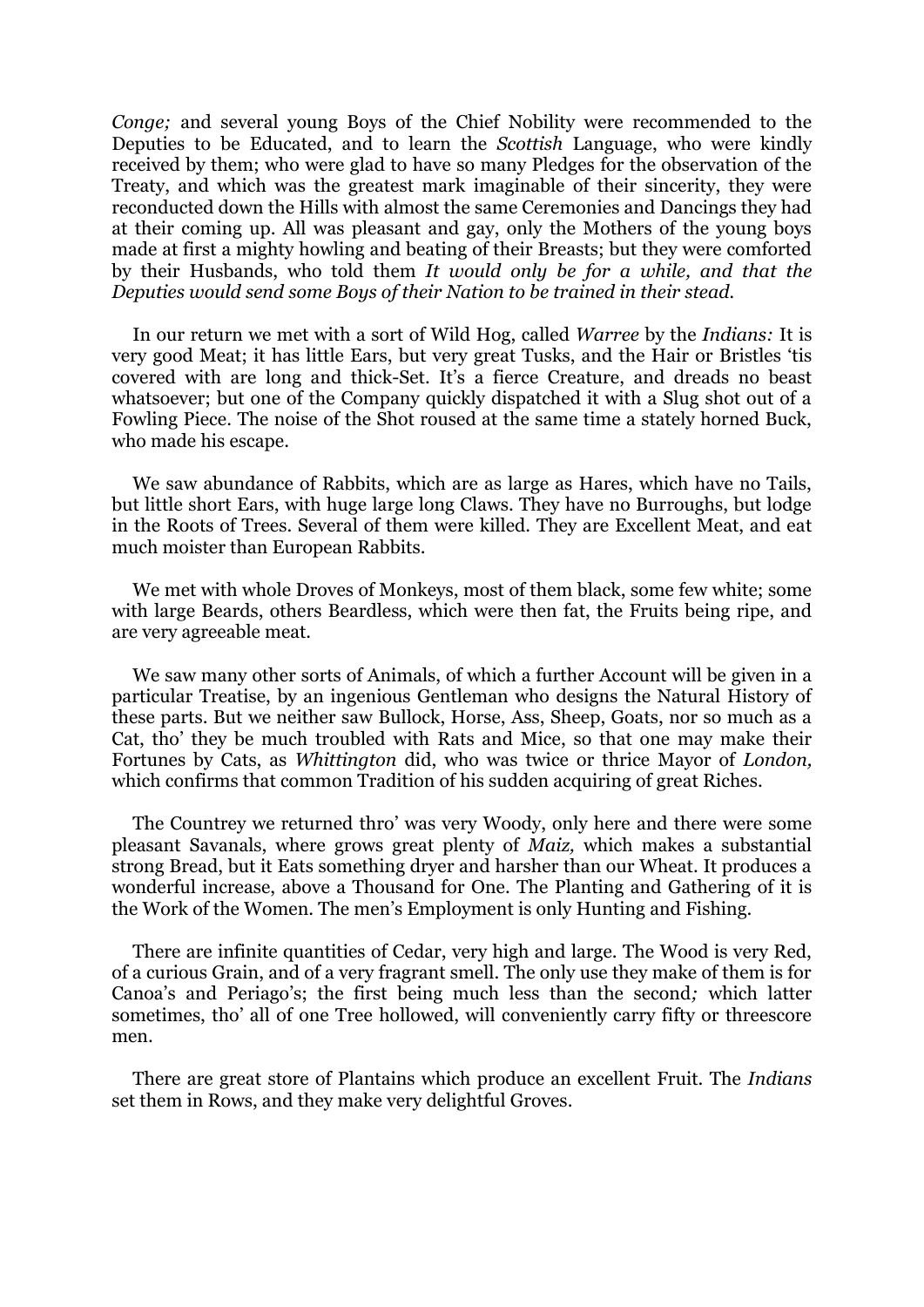*Conge;* and several young Boys of the Chief Nobility were recommended to the Deputies to be Educated, and to learn the *Scottish* Language, who were kindly received by them; who were glad to have so many Pledges for the observation of the Treaty, and which was the greatest mark imaginable of their sincerity, they were reconducted down the Hills with almost the same Ceremonies and Dancings they had at their coming up. All was pleasant and gay, only the Mothers of the young boys made at first a mighty howling and beating of their Breasts; but they were comforted by their Husbands, who told them *It would only be for a while, and that the Deputies would send some Boys of their Nation to be trained in their stead.*

In our return we met with a sort of Wild Hog, called *Warree* by the *Indians:* It is very good Meat; it has little Ears, but very great Tusks, and the Hair or Bristles 'tis covered with are long and thick-Set. It's a fierce Creature, and dreads no beast whatsoever; but one of the Company quickly dispatched it with a Slug shot out of a Fowling Piece. The noise of the Shot roused at the same time a stately horned Buck, who made his escape.

We saw abundance of Rabbits, which are as large as Hares, which have no Tails, but little short Ears, with huge large long Claws. They have no Burroughs, but lodge in the Roots of Trees. Several of them were killed. They are Excellent Meat, and eat much moister than European Rabbits.

We met with whole Droves of Monkeys, most of them black, some few white; some with large Beards, others Beardless, which were then fat, the Fruits being ripe, and are very agreeable meat.

We saw many other sorts of Animals, of which a further Account will be given in a particular Treatise, by an ingenious Gentleman who designs the Natural History of these parts. But we neither saw Bullock, Horse, Ass, Sheep, Goats, nor so much as a Cat, tho' they be much troubled with Rats and Mice, so that one may make their Fortunes by Cats, as *Whittington* did, who was twice or thrice Mayor of *London,* which confirms that common Tradition of his sudden acquiring of great Riches.

The Countrey we returned thro' was very Woody, only here and there were some pleasant Savanals, where grows great plenty of *Maiz,* which makes a substantial strong Bread, but it Eats something dryer and harsher than our Wheat. It produces a wonderful increase, above a Thousand for One. The Planting and Gathering of it is the Work of the Women. The men's Employment is only Hunting and Fishing.

There are infinite quantities of Cedar, very high and large. The Wood is very Red, of a curious Grain, and of a very fragrant smell. The only use they make of them is for Canoa's and Periago's; the first being much less than the second*;* which latter sometimes, tho' all of one Tree hollowed, will conveniently carry fifty or threescore men.

There are great store of Plantains which produce an excellent Fruit. The *Indians* set them in Rows, and they make very delightful Groves.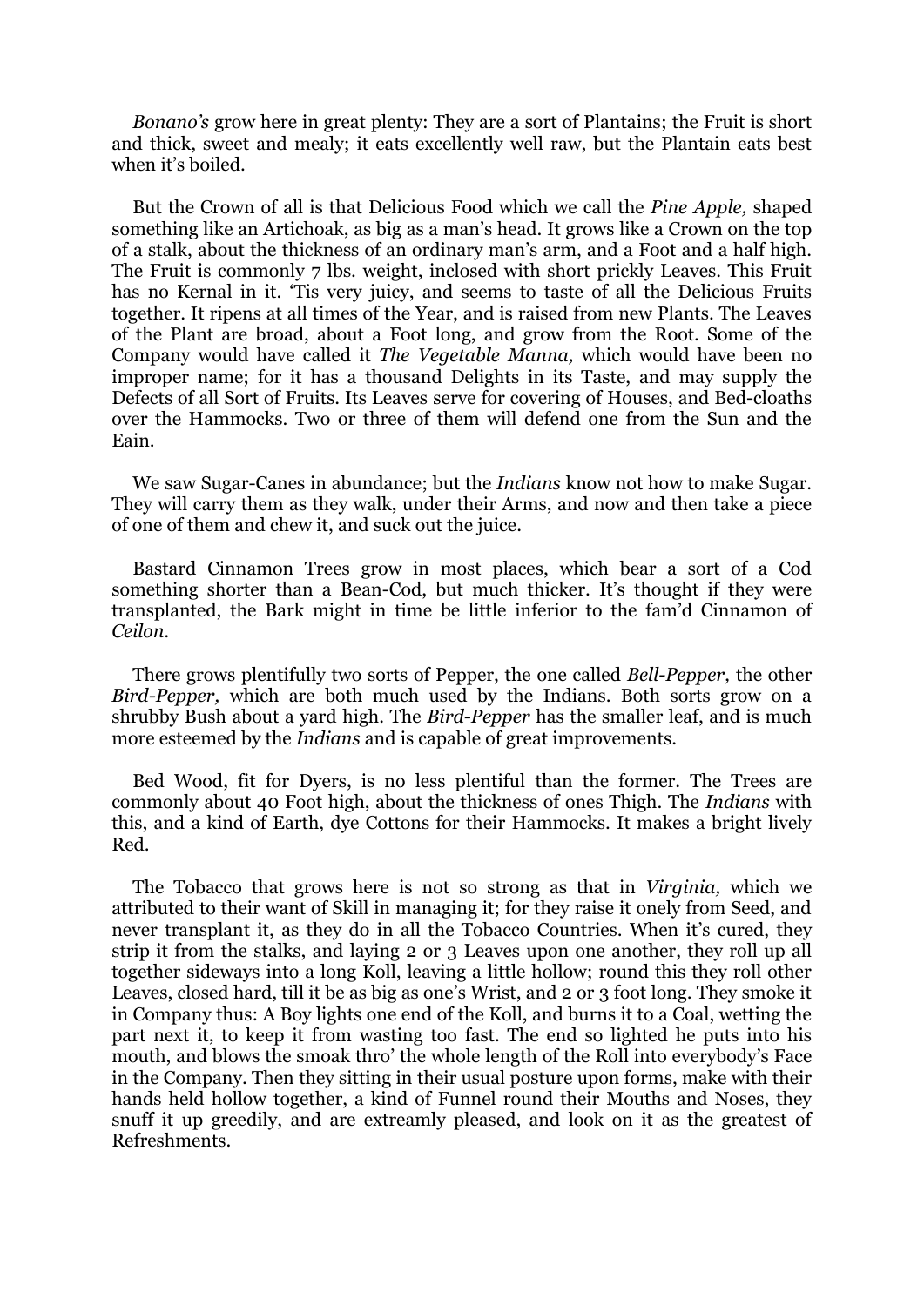*Bonano's* grow here in great plenty: They are a sort of Plantains; the Fruit is short and thick, sweet and mealy; it eats excellently well raw, but the Plantain eats best when it's boiled.

But the Crown of all is that Delicious Food which we call the *Pine Apple,* shaped something like an Artichoak, as big as a man's head. It grows like a Crown on the top of a stalk, about the thickness of an ordinary man's arm, and a Foot and a half high. The Fruit is commonly 7 lbs. weight, inclosed with short prickly Leaves. This Fruit has no Kernal in it. 'Tis very juicy, and seems to taste of all the Delicious Fruits together. It ripens at all times of the Year, and is raised from new Plants. The Leaves of the Plant are broad, about a Foot long, and grow from the Root. Some of the Company would have called it *The Vegetable Manna,* which would have been no improper name; for it has a thousand Delights in its Taste, and may supply the Defects of all Sort of Fruits. Its Leaves serve for covering of Houses, and Bed-cloaths over the Hammocks. Two or three of them will defend one from the Sun and the Eain.

We saw Sugar-Canes in abundance; but the *Indians* know not how to make Sugar. They will carry them as they walk, under their Arms, and now and then take a piece of one of them and chew it, and suck out the juice.

Bastard Cinnamon Trees grow in most places, which bear a sort of a Cod something shorter than a Bean-Cod, but much thicker. It's thought if they were transplanted, the Bark might in time be little inferior to the fam'd Cinnamon of *Ceilon.*

There grows plentifully two sorts of Pepper, the one called *Bell-Pepper,* the other *Bird-Pepper,* which are both much used by the Indians. Both sorts grow on a shrubby Bush about a yard high. The *Bird-Pepper* has the smaller leaf, and is much more esteemed by the *Indians* and is capable of great improvements.

Bed Wood, fit for Dyers, is no less plentiful than the former. The Trees are commonly about 40 Foot high, about the thickness of ones Thigh. The *Indians* with this, and a kind of Earth, dye Cottons for their Hammocks. It makes a bright lively Red.

The Tobacco that grows here is not so strong as that in *Virginia,* which we attributed to their want of Skill in managing it; for they raise it onely from Seed, and never transplant it, as they do in all the Tobacco Countries. When it's cured, they strip it from the stalks, and laying 2 or 3 Leaves upon one another, they roll up all together sideways into a long Koll, leaving a little hollow; round this they roll other Leaves, closed hard, till it be as big as one's Wrist, and 2 or 3 foot long. They smoke it in Company thus: A Boy lights one end of the Koll, and burns it to a Coal, wetting the part next it, to keep it from wasting too fast. The end so lighted he puts into his mouth, and blows the smoak thro' the whole length of the Roll into everybody's Face in the Company. Then they sitting in their usual posture upon forms, make with their hands held hollow together, a kind of Funnel round their Mouths and Noses, they snuff it up greedily, and are extreamly pleased, and look on it as the greatest of Refreshments.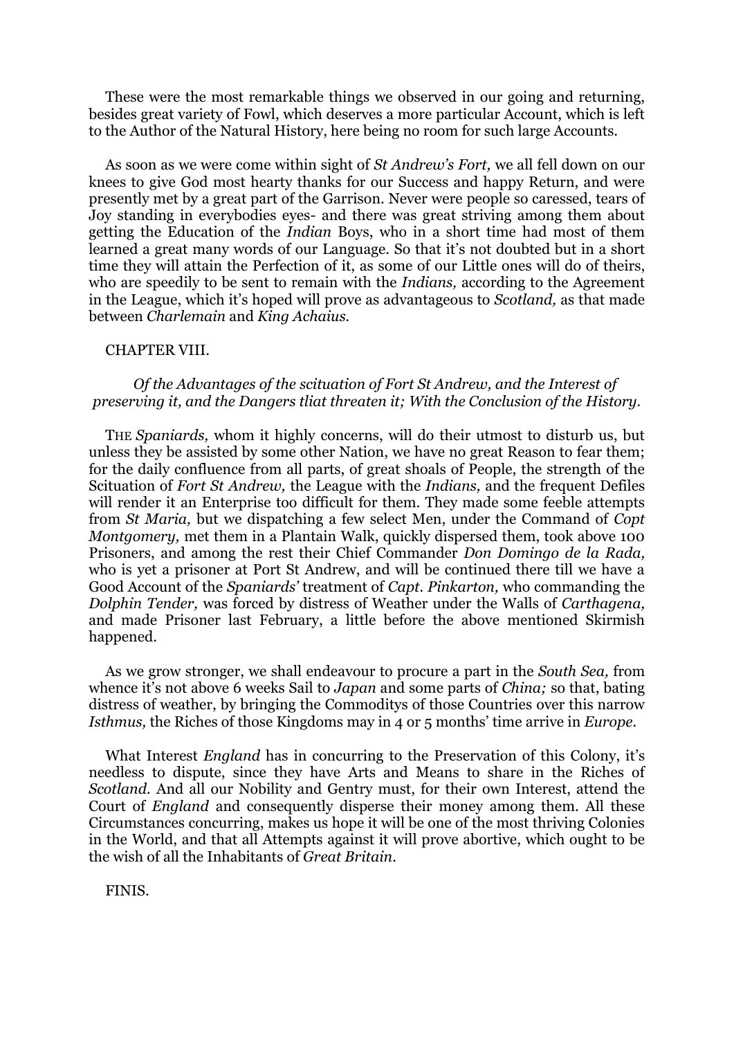These were the most remarkable things we observed in our going and returning, besides great variety of Fowl, which deserves a more particular Account, which is left to the Author of the Natural History, here being no room for such large Accounts.

As soon as we were come within sight of *St Andrew's Fort,* we all fell down on our knees to give God most hearty thanks for our Success and happy Return, and were presently met by a great part of the Garrison. Never were people so caressed, tears of Joy standing in everybodies eyes- and there was great striving among them about getting the Education of the *Indian* Boys, who in a short time had most of them learned a great many words of our Language. So that it's not doubted but in a short time they will attain the Perfection of it, as some of our Little ones will do of theirs, who are speedily to be sent to remain with the *Indians,* according to the Agreement in the League, which it's hoped will prove as advantageous to *Scotland,* as that made between *Charlemain* and *King Achaius.*

## CHAPTER VIII.

*Of the Advantages of the scituation of Fort St Andrew, and the Interest of preserving it, and the Dangers tliat threaten it; With the Conclusion of the History.*

THE *Spaniards,* whom it highly concerns, will do their utmost to disturb us, but unless they be assisted by some other Nation, we have no great Reason to fear them; for the daily confluence from all parts, of great shoals of People, the strength of the Scituation of *Fort St Andrew,* the League with the *Indians,* and the frequent Defiles will render it an Enterprise too difficult for them. They made some feeble attempts from *St Maria,* but we dispatching a few select Men, under the Command of *Copt Montgomery,* met them in a Plantain Walk, quickly dispersed them, took above 100 Prisoners, and among the rest their Chief Commander *Don Domingo de la Rada,* who is yet a prisoner at Port St Andrew, and will be continued there till we have a Good Account of the *Spaniards'* treatment of *Capt. Pinkarton,* who commanding the *Dolphin Tender,* was forced by distress of Weather under the Walls of *Carthagena,* and made Prisoner last February, a little before the above mentioned Skirmish happened.

As we grow stronger, we shall endeavour to procure a part in the *South Sea,* from whence it's not above 6 weeks Sail to *Japan* and some parts of *China;* so that, bating distress of weather, by bringing the Commoditys of those Countries over this narrow *Isthmus,* the Riches of those Kingdoms may in 4 or 5 months' time arrive in *Europe.*

What Interest *England* has in concurring to the Preservation of this Colony, it's needless to dispute, since they have Arts and Means to share in the Riches of *Scotland.* And all our Nobility and Gentry must, for their own Interest, attend the Court of *England* and consequently disperse their money among them. All these Circumstances concurring, makes us hope it will be one of the most thriving Colonies in the World, and that all Attempts against it will prove abortive, which ought to be the wish of all the Inhabitants of *Great Britain.*

FINIS.